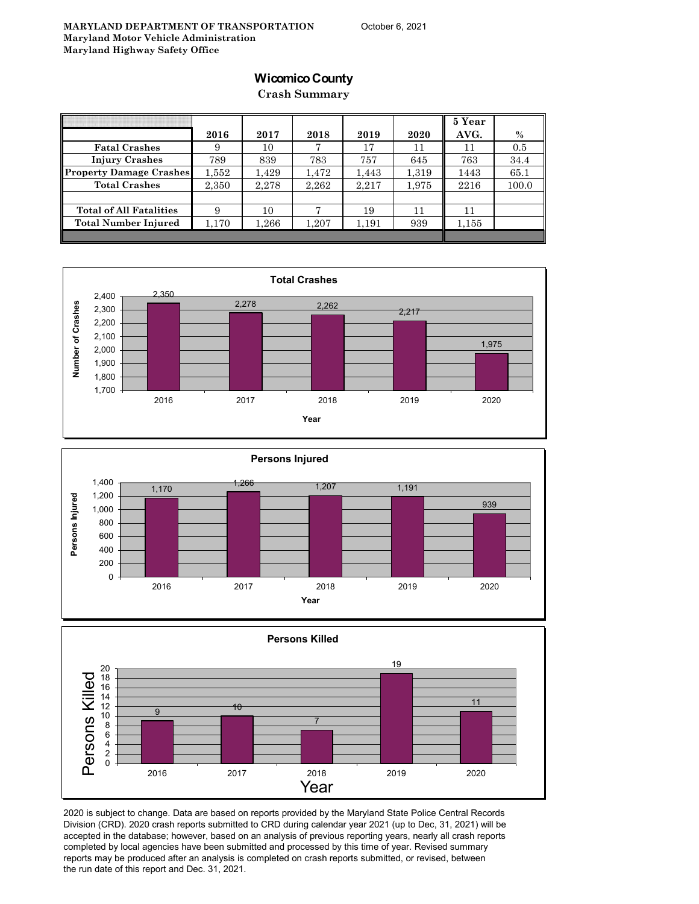**MARYLAND DEPARTMENT OF TRANSPORTATION**
**Maryland Motor Vehicle Administration**
**Maryland Highway Safety Office**

October 6, 2021

# Wicomico County

## Crash Summary

| | 2016 | 2017 | 2018 | 2019 | 2020 | 5 Year AVG. | % |
|---|---|---|---|---|---|---|---|
| Fatal Crashes | 9 | 10 | 7 | 17 | 11 | 11 | 0.5 |
| Injury Crashes | 789 | 839 | 783 | 757 | 645 | 763 | 34.4 |
| Property Damage Crashes | 1,552 | 1,429 | 1,472 | 1,443 | 1,319 | 1443 | 65.1 |
| Total Crashes | 2,350 | 2,278 | 2,262 | 2,217 | 1,975 | 2216 | 100.0 |
| | | | | | | | |
| Total of All Fatalities | 9 | 10 | 7 | 19 | 11 | 11 | |
| Total Number Injured | 1,170 | 1,266 | 1,207 | 1,191 | 939 | 1,155 | |

**Total Crashes**

| Year | Number of Crashes |
|---|---|
| 2016 | 2,350 |
| 2017 | 2,278 |
| 2018 | 2,262 |
| 2019 | 2,217 |
| 2020 | 1,975 |

**Persons Injured**

| Year | Persons Injured |
|---|---|
| 2016 | 1,170 |
| 2017 | 1,266 |
| 2018 | 1,207 |
| 2019 | 1,191 |
| 2020 | 939 |

**Persons Killed**

| Year | Persons Killed |
|---|---|
| 2016 | 9 |
| 2017 | 10 |
| 2018 | 7 |
| 2019 | 19 |
| 2020 | 11 |

2020 is subject to change. Data are based on reports provided by the Maryland State Police Central Records Division (CRD). 2020 crash reports submitted to CRD during calendar year 2021 (up to Dec, 31, 2021) will be accepted in the database; however, based on an analysis of previous reporting years, nearly all crash reports completed by local agencies have been submitted and processed by this time of year. Revised summary reports may be produced after an analysis is completed on crash reports submitted, or revised, between the run date of this report and Dec. 31, 2021.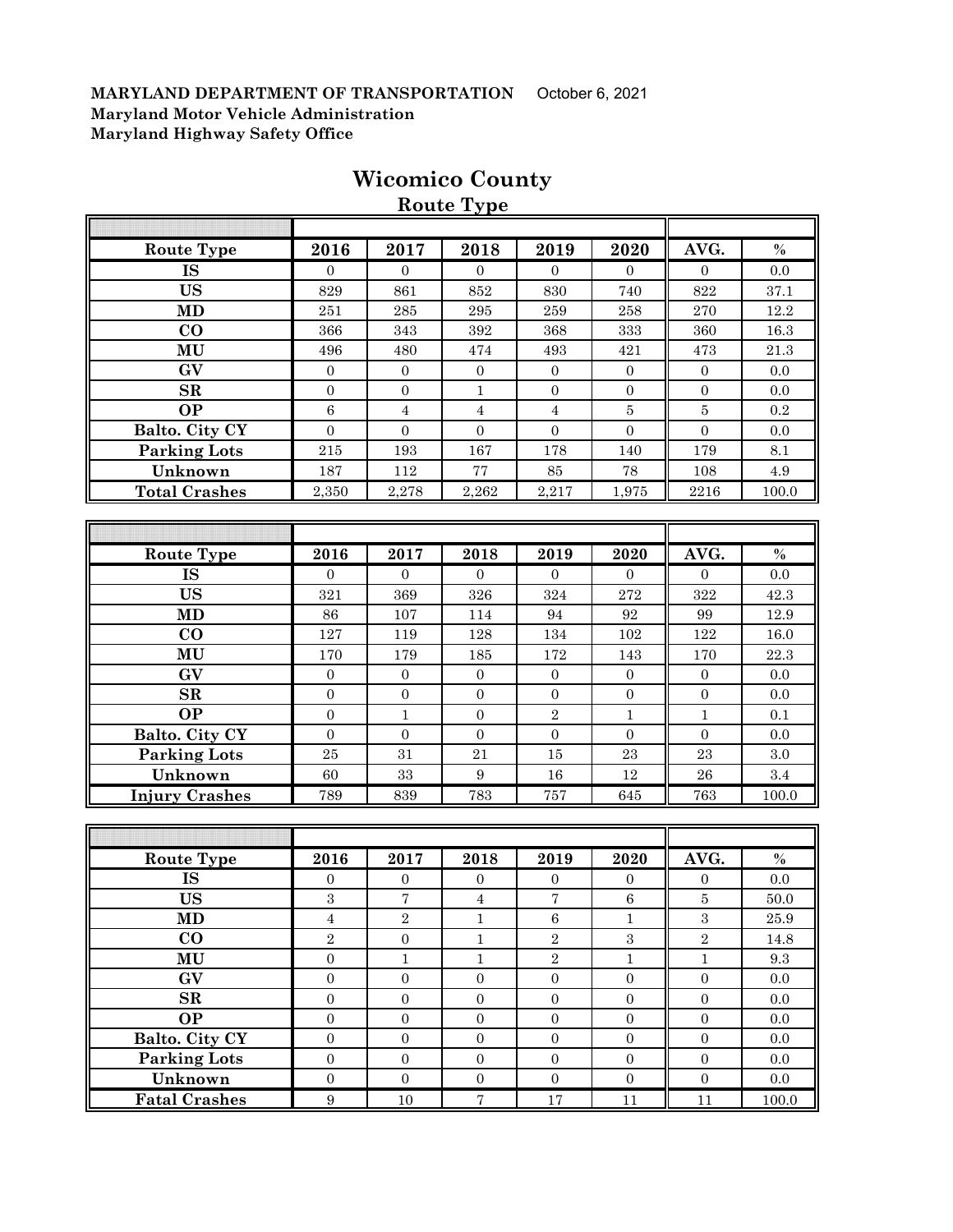**MARYLAND DEPARTMENT OF TRANSPORTATION** October 6, 2021
**Maryland Motor Vehicle Administration**
**Maryland Highway Safety Office**

# Wicomico County

## Route Type

| Route Type | 2016 | 2017 | 2018 | 2019 | 2020 | AVG. | % |
|---|---|---|---|---|---|---|---|
| IS | 0 | 0 | 0 | 0 | 0 | 0 | 0.0 |
| US | 829 | 861 | 852 | 830 | 740 | 822 | 37.1 |
| MD | 251 | 285 | 295 | 259 | 258 | 270 | 12.2 |
| CO | 366 | 343 | 392 | 368 | 333 | 360 | 16.3 |
| MU | 496 | 480 | 474 | 493 | 421 | 473 | 21.3 |
| GV | 0 | 0 | 0 | 0 | 0 | 0 | 0.0 |
| SR | 0 | 0 | 1 | 0 | 0 | 0 | 0.0 |
| OP | 6 | 4 | 4 | 4 | 5 | 5 | 0.2 |
| Balto. City CY | 0 | 0 | 0 | 0 | 0 | 0 | 0.0 |
| Parking Lots | 215 | 193 | 167 | 178 | 140 | 179 | 8.1 |
| Unknown | 187 | 112 | 77 | 85 | 78 | 108 | 4.9 |
| Total Crashes | 2,350 | 2,278 | 2,262 | 2,217 | 1,975 | 2216 | 100.0 |

| Route Type | 2016 | 2017 | 2018 | 2019 | 2020 | AVG. | % |
|---|---|---|---|---|---|---|---|
| IS | 0 | 0 | 0 | 0 | 0 | 0 | 0.0 |
| US | 321 | 369 | 326 | 324 | 272 | 322 | 42.3 |
| MD | 86 | 107 | 114 | 94 | 92 | 99 | 12.9 |
| CO | 127 | 119 | 128 | 134 | 102 | 122 | 16.0 |
| MU | 170 | 179 | 185 | 172 | 143 | 170 | 22.3 |
| GV | 0 | 0 | 0 | 0 | 0 | 0 | 0.0 |
| SR | 0 | 0 | 0 | 0 | 0 | 0 | 0.0 |
| OP | 0 | 1 | 0 | 2 | 1 | 1 | 0.1 |
| Balto. City CY | 0 | 0 | 0 | 0 | 0 | 0 | 0.0 |
| Parking Lots | 25 | 31 | 21 | 15 | 23 | 23 | 3.0 |
| Unknown | 60 | 33 | 9 | 16 | 12 | 26 | 3.4 |
| Injury Crashes | 789 | 839 | 783 | 757 | 645 | 763 | 100.0 |

| Route Type | 2016 | 2017 | 2018 | 2019 | 2020 | AVG. | % |
|---|---|---|---|---|---|---|---|
| IS | 0 | 0 | 0 | 0 | 0 | 0 | 0.0 |
| US | 3 | 7 | 4 | 7 | 6 | 5 | 50.0 |
| MD | 4 | 2 | 1 | 6 | 1 | 3 | 25.9 |
| CO | 2 | 0 | 1 | 2 | 3 | 2 | 14.8 |
| MU | 0 | 1 | 1 | 2 | 1 | 1 | 9.3 |
| GV | 0 | 0 | 0 | 0 | 0 | 0 | 0.0 |
| SR | 0 | 0 | 0 | 0 | 0 | 0 | 0.0 |
| OP | 0 | 0 | 0 | 0 | 0 | 0 | 0.0 |
| Balto. City CY | 0 | 0 | 0 | 0 | 0 | 0 | 0.0 |
| Parking Lots | 0 | 0 | 0 | 0 | 0 | 0 | 0.0 |
| Unknown | 0 | 0 | 0 | 0 | 0 | 0 | 0.0 |
| Fatal Crashes | 9 | 10 | 7 | 17 | 11 | 11 | 100.0 |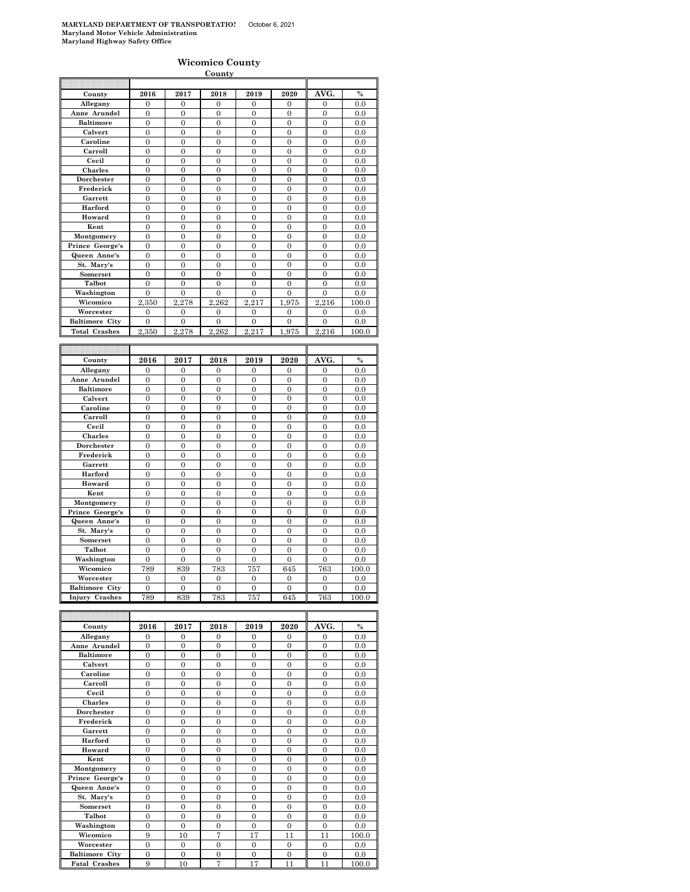**MARYLAND DEPARTMENT OF TRANSPORTATION** October 6, 2021
**Maryland Motor Vehicle Administration**
**Maryland Highway Safety Office**

## Wicomico County

**County**

| County | 2016 | 2017 | 2018 | 2019 | 2020 | AVG. | % |
|---|---|---|---|---|---|---|---|
| Allegany | 0 | 0 | 0 | 0 | 0 | 0 | 0.0 |
| Anne Arundel | 0 | 0 | 0 | 0 | 0 | 0 | 0.0 |
| Baltimore | 0 | 0 | 0 | 0 | 0 | 0 | 0.0 |
| Calvert | 0 | 0 | 0 | 0 | 0 | 0 | 0.0 |
| Caroline | 0 | 0 | 0 | 0 | 0 | 0 | 0.0 |
| Carroll | 0 | 0 | 0 | 0 | 0 | 0 | 0.0 |
| Cecil | 0 | 0 | 0 | 0 | 0 | 0 | 0.0 |
| Charles | 0 | 0 | 0 | 0 | 0 | 0 | 0.0 |
| Dorchester | 0 | 0 | 0 | 0 | 0 | 0 | 0.0 |
| Frederick | 0 | 0 | 0 | 0 | 0 | 0 | 0.0 |
| Garrett | 0 | 0 | 0 | 0 | 0 | 0 | 0.0 |
| Harford | 0 | 0 | 0 | 0 | 0 | 0 | 0.0 |
| Howard | 0 | 0 | 0 | 0 | 0 | 0 | 0.0 |
| Kent | 0 | 0 | 0 | 0 | 0 | 0 | 0.0 |
| Montgomery | 0 | 0 | 0 | 0 | 0 | 0 | 0.0 |
| Prince George's | 0 | 0 | 0 | 0 | 0 | 0 | 0.0 |
| Queen Anne's | 0 | 0 | 0 | 0 | 0 | 0 | 0.0 |
| St. Mary's | 0 | 0 | 0 | 0 | 0 | 0 | 0.0 |
| Somerset | 0 | 0 | 0 | 0 | 0 | 0 | 0.0 |
| Talbot | 0 | 0 | 0 | 0 | 0 | 0 | 0.0 |
| Washington | 0 | 0 | 0 | 0 | 0 | 0 | 0.0 |
| Wicomico | 2,350 | 2,278 | 2,262 | 2,217 | 1,975 | 2,216 | 100.0 |
| Worcester | 0 | 0 | 0 | 0 | 0 | 0 | 0.0 |
| Baltimore City | 0 | 0 | 0 | 0 | 0 | 0 | 0.0 |
| Total Crashes | 2,350 | 2,278 | 2,262 | 2,217 | 1,975 | 2,216 | 100.0 |

| County | 2016 | 2017 | 2018 | 2019 | 2020 | AVG. | % |
|---|---|---|---|---|---|---|---|
| Allegany | 0 | 0 | 0 | 0 | 0 | 0 | 0.0 |
| Anne Arundel | 0 | 0 | 0 | 0 | 0 | 0 | 0.0 |
| Baltimore | 0 | 0 | 0 | 0 | 0 | 0 | 0.0 |
| Calvert | 0 | 0 | 0 | 0 | 0 | 0 | 0.0 |
| Caroline | 0 | 0 | 0 | 0 | 0 | 0 | 0.0 |
| Carroll | 0 | 0 | 0 | 0 | 0 | 0 | 0.0 |
| Cecil | 0 | 0 | 0 | 0 | 0 | 0 | 0.0 |
| Charles | 0 | 0 | 0 | 0 | 0 | 0 | 0.0 |
| Dorchester | 0 | 0 | 0 | 0 | 0 | 0 | 0.0 |
| Frederick | 0 | 0 | 0 | 0 | 0 | 0 | 0.0 |
| Garrett | 0 | 0 | 0 | 0 | 0 | 0 | 0.0 |
| Harford | 0 | 0 | 0 | 0 | 0 | 0 | 0.0 |
| Howard | 0 | 0 | 0 | 0 | 0 | 0 | 0.0 |
| Kent | 0 | 0 | 0 | 0 | 0 | 0 | 0.0 |
| Montgomery | 0 | 0 | 0 | 0 | 0 | 0 | 0.0 |
| Prince George's | 0 | 0 | 0 | 0 | 0 | 0 | 0.0 |
| Queen Anne's | 0 | 0 | 0 | 0 | 0 | 0 | 0.0 |
| St. Mary's | 0 | 0 | 0 | 0 | 0 | 0 | 0.0 |
| Somerset | 0 | 0 | 0 | 0 | 0 | 0 | 0.0 |
| Talbot | 0 | 0 | 0 | 0 | 0 | 0 | 0.0 |
| Washington | 0 | 0 | 0 | 0 | 0 | 0 | 0.0 |
| Wicomico | 789 | 839 | 783 | 757 | 645 | 763 | 100.0 |
| Worcester | 0 | 0 | 0 | 0 | 0 | 0 | 0.0 |
| Baltimore City | 0 | 0 | 0 | 0 | 0 | 0 | 0.0 |
| Injury Crashes | 789 | 839 | 783 | 757 | 645 | 763 | 100.0 |

| County | 2016 | 2017 | 2018 | 2019 | 2020 | AVG. | % |
|---|---|---|---|---|---|---|---|
| Allegany | 0 | 0 | 0 | 0 | 0 | 0 | 0.0 |
| Anne Arundel | 0 | 0 | 0 | 0 | 0 | 0 | 0.0 |
| Baltimore | 0 | 0 | 0 | 0 | 0 | 0 | 0.0 |
| Calvert | 0 | 0 | 0 | 0 | 0 | 0 | 0.0 |
| Caroline | 0 | 0 | 0 | 0 | 0 | 0 | 0.0 |
| Carroll | 0 | 0 | 0 | 0 | 0 | 0 | 0.0 |
| Cecil | 0 | 0 | 0 | 0 | 0 | 0 | 0.0 |
| Charles | 0 | 0 | 0 | 0 | 0 | 0 | 0.0 |
| Dorchester | 0 | 0 | 0 | 0 | 0 | 0 | 0.0 |
| Frederick | 0 | 0 | 0 | 0 | 0 | 0 | 0.0 |
| Garrett | 0 | 0 | 0 | 0 | 0 | 0 | 0.0 |
| Harford | 0 | 0 | 0 | 0 | 0 | 0 | 0.0 |
| Howard | 0 | 0 | 0 | 0 | 0 | 0 | 0.0 |
| Kent | 0 | 0 | 0 | 0 | 0 | 0 | 0.0 |
| Montgomery | 0 | 0 | 0 | 0 | 0 | 0 | 0.0 |
| Prince George's | 0 | 0 | 0 | 0 | 0 | 0 | 0.0 |
| Queen Anne's | 0 | 0 | 0 | 0 | 0 | 0 | 0.0 |
| St. Mary's | 0 | 0 | 0 | 0 | 0 | 0 | 0.0 |
| Somerset | 0 | 0 | 0 | 0 | 0 | 0 | 0.0 |
| Talbot | 0 | 0 | 0 | 0 | 0 | 0 | 0.0 |
| Washington | 0 | 0 | 0 | 0 | 0 | 0 | 0.0 |
| Wicomico | 9 | 10 | 7 | 17 | 11 | 11 | 100.0 |
| Worcester | 0 | 0 | 0 | 0 | 0 | 0 | 0.0 |
| Baltimore City | 0 | 0 | 0 | 0 | 0 | 0 | 0.0 |
| Fatal Crashes | 9 | 10 | 7 | 17 | 11 | 11 | 100.0 |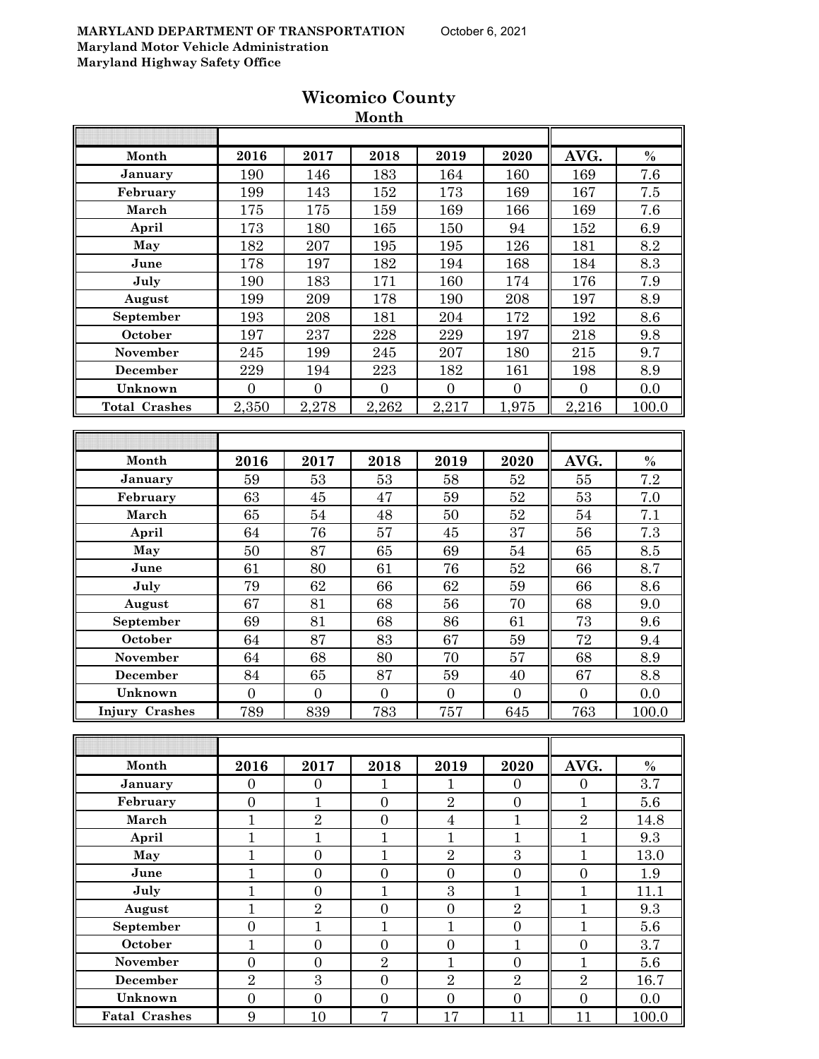MARYLAND DEPARTMENT OF TRANSPORTATION October 6, 2021
Maryland Motor Vehicle Administration
Maryland Highway Safety Office

# Wicomico County

## Month

| Month | 2016 | 2017 | 2018 | 2019 | 2020 | AVG. | % |
|---|---|---|---|---|---|---|---|
| January | 190 | 146 | 183 | 164 | 160 | 169 | 7.6 |
| February | 199 | 143 | 152 | 173 | 169 | 167 | 7.5 |
| March | 175 | 175 | 159 | 169 | 166 | 169 | 7.6 |
| April | 173 | 180 | 165 | 150 | 94 | 152 | 6.9 |
| May | 182 | 207 | 195 | 195 | 126 | 181 | 8.2 |
| June | 178 | 197 | 182 | 194 | 168 | 184 | 8.3 |
| July | 190 | 183 | 171 | 160 | 174 | 176 | 7.9 |
| August | 199 | 209 | 178 | 190 | 208 | 197 | 8.9 |
| September | 193 | 208 | 181 | 204 | 172 | 192 | 8.6 |
| October | 197 | 237 | 228 | 229 | 197 | 218 | 9.8 |
| November | 245 | 199 | 245 | 207 | 180 | 215 | 9.7 |
| December | 229 | 194 | 223 | 182 | 161 | 198 | 8.9 |
| Unknown | 0 | 0 | 0 | 0 | 0 | 0 | 0.0 |
| Total Crashes | 2,350 | 2,278 | 2,262 | 2,217 | 1,975 | 2,216 | 100.0 |

| Month | 2016 | 2017 | 2018 | 2019 | 2020 | AVG. | % |
|---|---|---|---|---|---|---|---|
| January | 59 | 53 | 53 | 58 | 52 | 55 | 7.2 |
| February | 63 | 45 | 47 | 59 | 52 | 53 | 7.0 |
| March | 65 | 54 | 48 | 50 | 52 | 54 | 7.1 |
| April | 64 | 76 | 57 | 45 | 37 | 56 | 7.3 |
| May | 50 | 87 | 65 | 69 | 54 | 65 | 8.5 |
| June | 61 | 80 | 61 | 76 | 52 | 66 | 8.7 |
| July | 79 | 62 | 66 | 62 | 59 | 66 | 8.6 |
| August | 67 | 81 | 68 | 56 | 70 | 68 | 9.0 |
| September | 69 | 81 | 68 | 86 | 61 | 73 | 9.6 |
| October | 64 | 87 | 83 | 67 | 59 | 72 | 9.4 |
| November | 64 | 68 | 80 | 70 | 57 | 68 | 8.9 |
| December | 84 | 65 | 87 | 59 | 40 | 67 | 8.8 |
| Unknown | 0 | 0 | 0 | 0 | 0 | 0 | 0.0 |
| Injury Crashes | 789 | 839 | 783 | 757 | 645 | 763 | 100.0 |

| Month | 2016 | 2017 | 2018 | 2019 | 2020 | AVG. | % |
|---|---|---|---|---|---|---|---|
| January | 0 | 0 | 1 | 1 | 0 | 0 | 3.7 |
| February | 0 | 1 | 0 | 2 | 0 | 1 | 5.6 |
| March | 1 | 2 | 0 | 4 | 1 | 2 | 14.8 |
| April | 1 | 1 | 1 | 1 | 1 | 1 | 9.3 |
| May | 1 | 0 | 1 | 2 | 3 | 1 | 13.0 |
| June | 1 | 0 | 0 | 0 | 0 | 0 | 1.9 |
| July | 1 | 0 | 1 | 3 | 1 | 1 | 11.1 |
| August | 1 | 2 | 0 | 0 | 2 | 1 | 9.3 |
| September | 0 | 1 | 1 | 1 | 0 | 1 | 5.6 |
| October | 1 | 0 | 0 | 0 | 1 | 0 | 3.7 |
| November | 0 | 0 | 2 | 1 | 0 | 1 | 5.6 |
| December | 2 | 3 | 0 | 2 | 2 | 2 | 16.7 |
| Unknown | 0 | 0 | 0 | 0 | 0 | 0 | 0.0 |
| Fatal Crashes | 9 | 10 | 7 | 17 | 11 | 11 | 100.0 |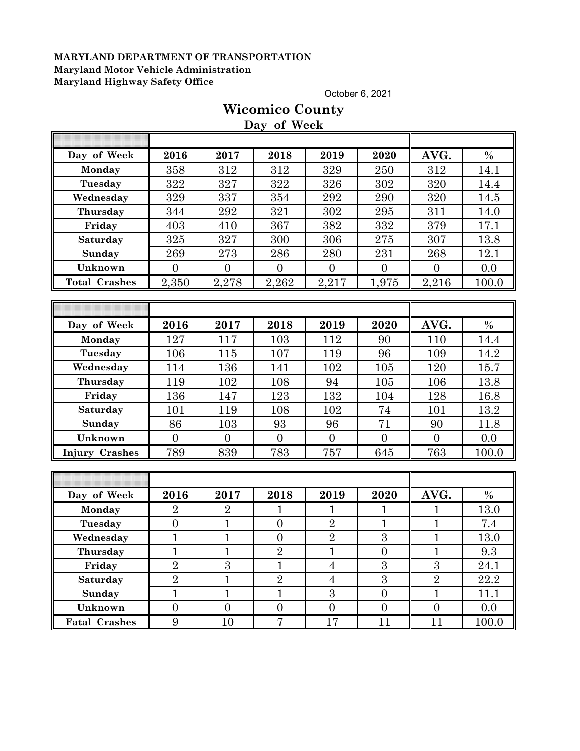**MARYLAND DEPARTMENT OF TRANSPORTATION**
**Maryland Motor Vehicle Administration**
**Maryland Highway Safety Office**

October 6, 2021

# Wicomico County

## Day of Week

| Day of Week | 2016 | 2017 | 2018 | 2019 | 2020 | AVG. | % |
|---|---|---|---|---|---|---|---|
| Monday | 358 | 312 | 312 | 329 | 250 | 312 | 14.1 |
| Tuesday | 322 | 327 | 322 | 326 | 302 | 320 | 14.4 |
| Wednesday | 329 | 337 | 354 | 292 | 290 | 320 | 14.5 |
| Thursday | 344 | 292 | 321 | 302 | 295 | 311 | 14.0 |
| Friday | 403 | 410 | 367 | 382 | 332 | 379 | 17.1 |
| Saturday | 325 | 327 | 300 | 306 | 275 | 307 | 13.8 |
| Sunday | 269 | 273 | 286 | 280 | 231 | 268 | 12.1 |
| Unknown | 0 | 0 | 0 | 0 | 0 | 0 | 0.0 |
| Total Crashes | 2,350 | 2,278 | 2,262 | 2,217 | 1,975 | 2,216 | 100.0 |

| Day of Week | 2016 | 2017 | 2018 | 2019 | 2020 | AVG. | % |
|---|---|---|---|---|---|---|---|
| Monday | 127 | 117 | 103 | 112 | 90 | 110 | 14.4 |
| Tuesday | 106 | 115 | 107 | 119 | 96 | 109 | 14.2 |
| Wednesday | 114 | 136 | 141 | 102 | 105 | 120 | 15.7 |
| Thursday | 119 | 102 | 108 | 94 | 105 | 106 | 13.8 |
| Friday | 136 | 147 | 123 | 132 | 104 | 128 | 16.8 |
| Saturday | 101 | 119 | 108 | 102 | 74 | 101 | 13.2 |
| Sunday | 86 | 103 | 93 | 96 | 71 | 90 | 11.8 |
| Unknown | 0 | 0 | 0 | 0 | 0 | 0 | 0.0 |
| Injury Crashes | 789 | 839 | 783 | 757 | 645 | 763 | 100.0 |

| Day of Week | 2016 | 2017 | 2018 | 2019 | 2020 | AVG. | % |
|---|---|---|---|---|---|---|---|
| Monday | 2 | 2 | 1 | 1 | 1 | 1 | 13.0 |
| Tuesday | 0 | 1 | 0 | 2 | 1 | 1 | 7.4 |
| Wednesday | 1 | 1 | 0 | 2 | 3 | 1 | 13.0 |
| Thursday | 1 | 1 | 2 | 1 | 0 | 1 | 9.3 |
| Friday | 2 | 3 | 1 | 4 | 3 | 3 | 24.1 |
| Saturday | 2 | 1 | 2 | 4 | 3 | 2 | 22.2 |
| Sunday | 1 | 1 | 1 | 3 | 0 | 1 | 11.1 |
| Unknown | 0 | 0 | 0 | 0 | 0 | 0 | 0.0 |
| Fatal Crashes | 9 | 10 | 7 | 17 | 11 | 11 | 100.0 |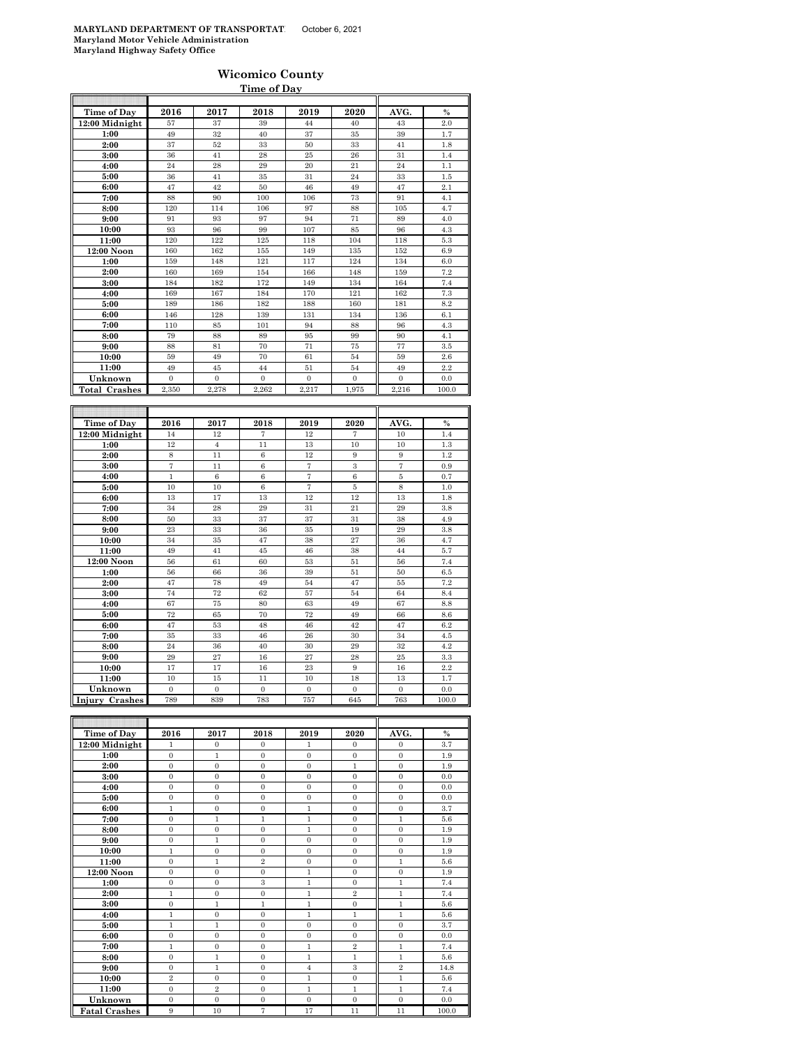MARYLAND DEPARTMENT OF TRANSPORTAT    October 6, 2021
Maryland Motor Vehicle Administration
Maryland Highway Safety Office

# Wicomico County

## Time of Day

| Time of Day | 2016 | 2017 | 2018 | 2019 | 2020 | AVG. | % |
|---|---|---|---|---|---|---|---|
| 12:00 Midnight | 57 | 37 | 39 | 44 | 40 | 43 | 2.0 |
| 1:00 | 49 | 32 | 40 | 37 | 35 | 39 | 1.7 |
| 2:00 | 37 | 52 | 33 | 50 | 33 | 41 | 1.8 |
| 3:00 | 36 | 41 | 28 | 25 | 26 | 31 | 1.4 |
| 4:00 | 24 | 28 | 29 | 20 | 21 | 24 | 1.1 |
| 5:00 | 36 | 41 | 35 | 31 | 24 | 33 | 1.5 |
| 6:00 | 47 | 42 | 50 | 46 | 49 | 47 | 2.1 |
| 7:00 | 88 | 90 | 100 | 106 | 73 | 91 | 4.1 |
| 8:00 | 120 | 114 | 106 | 97 | 88 | 105 | 4.7 |
| 9:00 | 91 | 93 | 97 | 94 | 71 | 89 | 4.0 |
| 10:00 | 93 | 96 | 99 | 107 | 85 | 96 | 4.3 |
| 11:00 | 120 | 122 | 125 | 118 | 104 | 118 | 5.3 |
| 12:00 Noon | 160 | 162 | 155 | 149 | 135 | 152 | 6.9 |
| 1:00 | 159 | 148 | 121 | 117 | 124 | 134 | 6.0 |
| 2:00 | 160 | 169 | 154 | 166 | 148 | 159 | 7.2 |
| 3:00 | 184 | 182 | 172 | 149 | 134 | 164 | 7.4 |
| 4:00 | 169 | 167 | 184 | 170 | 121 | 162 | 7.3 |
| 5:00 | 189 | 186 | 182 | 188 | 160 | 181 | 8.2 |
| 6:00 | 146 | 128 | 139 | 131 | 134 | 136 | 6.1 |
| 7:00 | 110 | 85 | 101 | 94 | 88 | 96 | 4.3 |
| 8:00 | 79 | 88 | 89 | 95 | 99 | 90 | 4.1 |
| 9:00 | 88 | 81 | 70 | 71 | 75 | 77 | 3.5 |
| 10:00 | 59 | 49 | 70 | 61 | 54 | 59 | 2.6 |
| 11:00 | 49 | 45 | 44 | 51 | 54 | 49 | 2.2 |
| Unknown | 0 | 0 | 0 | 0 | 0 | 0 | 0.0 |
| Total Crashes | 2,350 | 2,278 | 2,262 | 2,217 | 1,975 | 2,216 | 100.0 |

| Time of Day | 2016 | 2017 | 2018 | 2019 | 2020 | AVG. | % |
|---|---|---|---|---|---|---|---|
| 12:00 Midnight | 14 | 12 | 7 | 12 | 7 | 10 | 1.4 |
| 1:00 | 12 | 4 | 11 | 13 | 10 | 10 | 1.3 |
| 2:00 | 8 | 11 | 6 | 12 | 9 | 9 | 1.2 |
| 3:00 | 7 | 11 | 6 | 7 | 3 | 7 | 0.9 |
| 4:00 | 1 | 6 | 6 | 7 | 6 | 5 | 0.7 |
| 5:00 | 10 | 10 | 6 | 7 | 5 | 8 | 1.0 |
| 6:00 | 13 | 17 | 13 | 12 | 12 | 13 | 1.8 |
| 7:00 | 34 | 28 | 29 | 31 | 21 | 29 | 3.8 |
| 8:00 | 50 | 33 | 37 | 37 | 31 | 38 | 4.9 |
| 9:00 | 23 | 33 | 36 | 35 | 19 | 29 | 3.8 |
| 10:00 | 34 | 35 | 47 | 38 | 27 | 36 | 4.7 |
| 11:00 | 49 | 41 | 45 | 46 | 38 | 44 | 5.7 |
| 12:00 Noon | 56 | 61 | 60 | 53 | 51 | 56 | 7.4 |
| 1:00 | 56 | 66 | 36 | 39 | 51 | 50 | 6.5 |
| 2:00 | 47 | 78 | 49 | 54 | 47 | 55 | 7.2 |
| 3:00 | 74 | 72 | 62 | 57 | 54 | 64 | 8.4 |
| 4:00 | 67 | 75 | 80 | 63 | 49 | 67 | 8.8 |
| 5:00 | 72 | 65 | 70 | 72 | 49 | 66 | 8.6 |
| 6:00 | 47 | 53 | 48 | 46 | 42 | 47 | 6.2 |
| 7:00 | 35 | 33 | 46 | 26 | 30 | 34 | 4.5 |
| 8:00 | 24 | 36 | 40 | 30 | 29 | 32 | 4.2 |
| 9:00 | 29 | 27 | 16 | 27 | 28 | 25 | 3.3 |
| 10:00 | 17 | 17 | 16 | 23 | 9 | 16 | 2.2 |
| 11:00 | 10 | 15 | 11 | 10 | 18 | 13 | 1.7 |
| Unknown | 0 | 0 | 0 | 0 | 0 | 0 | 0.0 |
| Injury Crashes | 789 | 839 | 783 | 757 | 645 | 763 | 100.0 |

| Time of Day | 2016 | 2017 | 2018 | 2019 | 2020 | AVG. | % |
|---|---|---|---|---|---|---|---|
| 12:00 Midnight | 1 | 0 | 0 | 1 | 0 | 0 | 3.7 |
| 1:00 | 0 | 1 | 0 | 0 | 0 | 0 | 1.9 |
| 2:00 | 0 | 0 | 0 | 0 | 1 | 0 | 1.9 |
| 3:00 | 0 | 0 | 0 | 0 | 0 | 0 | 0.0 |
| 4:00 | 0 | 0 | 0 | 0 | 0 | 0 | 0.0 |
| 5:00 | 0 | 0 | 0 | 0 | 0 | 0 | 0.0 |
| 6:00 | 1 | 0 | 0 | 1 | 0 | 0 | 3.7 |
| 7:00 | 0 | 1 | 1 | 1 | 0 | 1 | 5.6 |
| 8:00 | 0 | 0 | 0 | 1 | 0 | 0 | 1.9 |
| 9:00 | 0 | 1 | 0 | 0 | 0 | 0 | 1.9 |
| 10:00 | 1 | 0 | 0 | 0 | 0 | 0 | 1.9 |
| 11:00 | 0 | 1 | 2 | 0 | 0 | 1 | 5.6 |
| 12:00 Noon | 0 | 0 | 0 | 1 | 0 | 0 | 1.9 |
| 1:00 | 0 | 0 | 3 | 1 | 0 | 1 | 7.4 |
| 2:00 | 1 | 0 | 0 | 1 | 2 | 1 | 7.4 |
| 3:00 | 0 | 1 | 1 | 1 | 0 | 1 | 5.6 |
| 4:00 | 1 | 0 | 0 | 1 | 1 | 1 | 5.6 |
| 5:00 | 1 | 1 | 0 | 0 | 0 | 0 | 3.7 |
| 6:00 | 0 | 0 | 0 | 0 | 0 | 0 | 0.0 |
| 7:00 | 1 | 0 | 0 | 1 | 2 | 1 | 7.4 |
| 8:00 | 0 | 1 | 0 | 1 | 1 | 1 | 5.6 |
| 9:00 | 0 | 1 | 0 | 4 | 3 | 2 | 14.8 |
| 10:00 | 2 | 0 | 0 | 1 | 0 | 1 | 5.6 |
| 11:00 | 0 | 2 | 0 | 1 | 1 | 1 | 7.4 |
| Unknown | 0 | 0 | 0 | 0 | 0 | 0 | 0.0 |
| Fatal Crashes | 9 | 10 | 7 | 17 | 11 | 11 | 100.0 |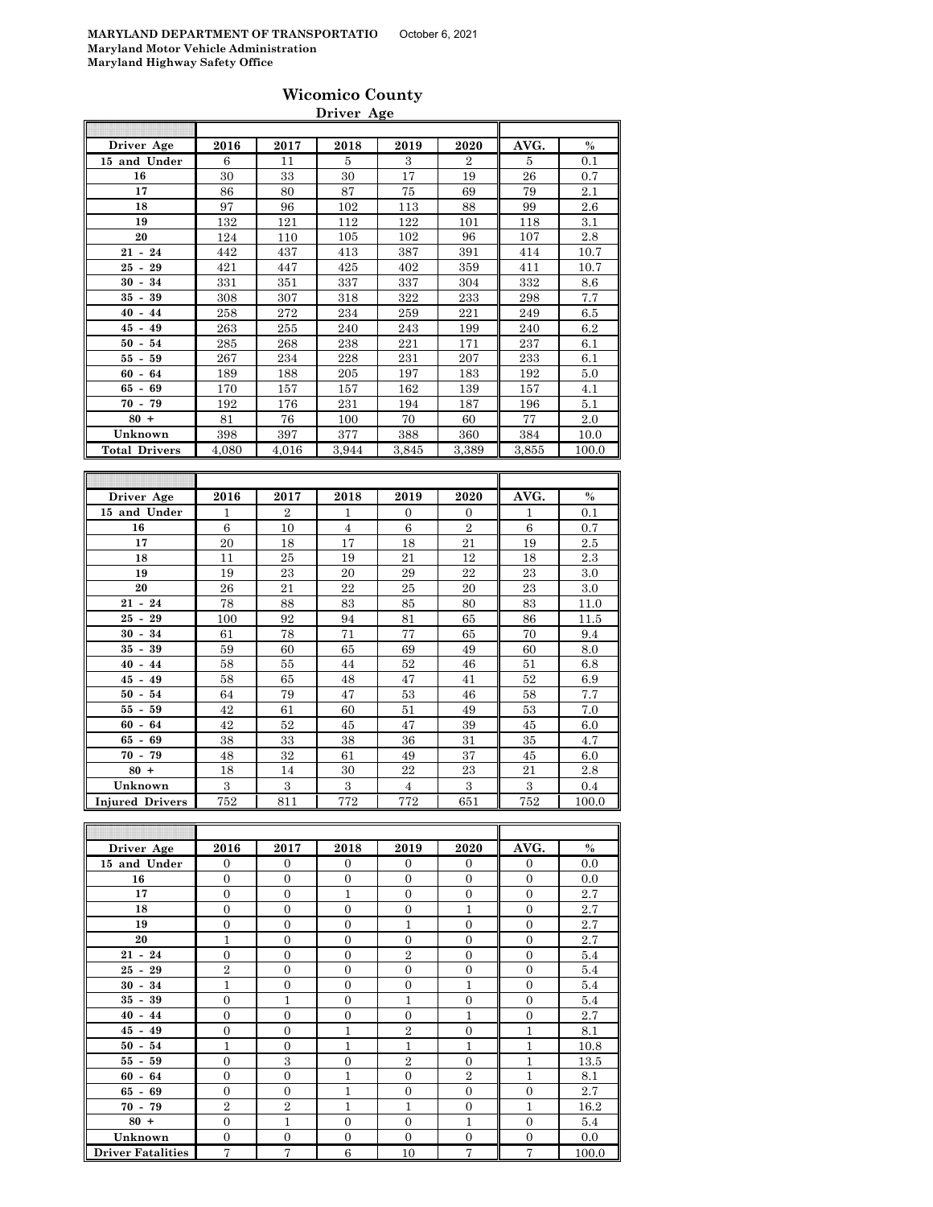**MARYLAND DEPARTMENT OF TRANSPORTATIO** October 6, 2021
**Maryland Motor Vehicle Administration**
**Maryland Highway Safety Office**

# Wicomico County

## Driver Age

| Driver Age | 2016 | 2017 | 2018 | 2019 | 2020 | AVG. | % |
|---|---|---|---|---|---|---|---|
| 15 and Under | 6 | 11 | 5 | 3 | 2 | 5 | 0.1 |
| 16 | 30 | 33 | 30 | 17 | 19 | 26 | 0.7 |
| 17 | 86 | 80 | 87 | 75 | 69 | 79 | 2.1 |
| 18 | 97 | 96 | 102 | 113 | 88 | 99 | 2.6 |
| 19 | 132 | 121 | 112 | 122 | 101 | 118 | 3.1 |
| 20 | 124 | 110 | 105 | 102 | 96 | 107 | 2.8 |
| 21 - 24 | 442 | 437 | 413 | 387 | 391 | 414 | 10.7 |
| 25 - 29 | 421 | 447 | 425 | 402 | 359 | 411 | 10.7 |
| 30 - 34 | 331 | 351 | 337 | 337 | 304 | 332 | 8.6 |
| 35 - 39 | 308 | 307 | 318 | 322 | 233 | 298 | 7.7 |
| 40 - 44 | 258 | 272 | 234 | 259 | 221 | 249 | 6.5 |
| 45 - 49 | 263 | 255 | 240 | 243 | 199 | 240 | 6.2 |
| 50 - 54 | 285 | 268 | 238 | 221 | 171 | 237 | 6.1 |
| 55 - 59 | 267 | 234 | 228 | 231 | 207 | 233 | 6.1 |
| 60 - 64 | 189 | 188 | 205 | 197 | 183 | 192 | 5.0 |
| 65 - 69 | 170 | 157 | 157 | 162 | 139 | 157 | 4.1 |
| 70 - 79 | 192 | 176 | 231 | 194 | 187 | 196 | 5.1 |
| 80 + | 81 | 76 | 100 | 70 | 60 | 77 | 2.0 |
| Unknown | 398 | 397 | 377 | 388 | 360 | 384 | 10.0 |
| Total Drivers | 4,080 | 4,016 | 3,944 | 3,845 | 3,389 | 3,855 | 100.0 |

| Driver Age | 2016 | 2017 | 2018 | 2019 | 2020 | AVG. | % |
|---|---|---|---|---|---|---|---|
| 15 and Under | 1 | 2 | 1 | 0 | 0 | 1 | 0.1 |
| 16 | 6 | 10 | 4 | 6 | 2 | 6 | 0.7 |
| 17 | 20 | 18 | 17 | 18 | 21 | 19 | 2.5 |
| 18 | 11 | 25 | 19 | 21 | 12 | 18 | 2.3 |
| 19 | 19 | 23 | 20 | 29 | 22 | 23 | 3.0 |
| 20 | 26 | 21 | 22 | 25 | 20 | 23 | 3.0 |
| 21 - 24 | 78 | 88 | 83 | 85 | 80 | 83 | 11.0 |
| 25 - 29 | 100 | 92 | 94 | 81 | 65 | 86 | 11.5 |
| 30 - 34 | 61 | 78 | 71 | 77 | 65 | 70 | 9.4 |
| 35 - 39 | 59 | 60 | 65 | 69 | 49 | 60 | 8.0 |
| 40 - 44 | 58 | 55 | 44 | 52 | 46 | 51 | 6.8 |
| 45 - 49 | 58 | 65 | 48 | 47 | 41 | 52 | 6.9 |
| 50 - 54 | 64 | 79 | 47 | 53 | 46 | 58 | 7.7 |
| 55 - 59 | 42 | 61 | 60 | 51 | 49 | 53 | 7.0 |
| 60 - 64 | 42 | 52 | 45 | 47 | 39 | 45 | 6.0 |
| 65 - 69 | 38 | 33 | 38 | 36 | 31 | 35 | 4.7 |
| 70 - 79 | 48 | 32 | 61 | 49 | 37 | 45 | 6.0 |
| 80 + | 18 | 14 | 30 | 22 | 23 | 21 | 2.8 |
| Unknown | 3 | 3 | 3 | 4 | 3 | 3 | 0.4 |
| Injured Drivers | 752 | 811 | 772 | 772 | 651 | 752 | 100.0 |

| Driver Age | 2016 | 2017 | 2018 | 2019 | 2020 | AVG. | % |
|---|---|---|---|---|---|---|---|
| 15 and Under | 0 | 0 | 0 | 0 | 0 | 0 | 0.0 |
| 16 | 0 | 0 | 0 | 0 | 0 | 0 | 0.0 |
| 17 | 0 | 0 | 1 | 0 | 0 | 0 | 2.7 |
| 18 | 0 | 0 | 0 | 0 | 1 | 0 | 2.7 |
| 19 | 0 | 0 | 0 | 1 | 0 | 0 | 2.7 |
| 20 | 1 | 0 | 0 | 0 | 0 | 0 | 2.7 |
| 21 - 24 | 0 | 0 | 0 | 2 | 0 | 0 | 5.4 |
| 25 - 29 | 2 | 0 | 0 | 0 | 0 | 0 | 5.4 |
| 30 - 34 | 1 | 0 | 0 | 0 | 1 | 0 | 5.4 |
| 35 - 39 | 0 | 1 | 0 | 1 | 0 | 0 | 5.4 |
| 40 - 44 | 0 | 0 | 0 | 0 | 1 | 0 | 2.7 |
| 45 - 49 | 0 | 0 | 1 | 2 | 0 | 1 | 8.1 |
| 50 - 54 | 1 | 0 | 1 | 1 | 1 | 1 | 10.8 |
| 55 - 59 | 0 | 3 | 0 | 2 | 0 | 1 | 13.5 |
| 60 - 64 | 0 | 0 | 1 | 0 | 2 | 1 | 8.1 |
| 65 - 69 | 0 | 0 | 1 | 0 | 0 | 0 | 2.7 |
| 70 - 79 | 2 | 2 | 1 | 1 | 0 | 1 | 16.2 |
| 80 + | 0 | 1 | 0 | 0 | 1 | 0 | 5.4 |
| Unknown | 0 | 0 | 0 | 0 | 0 | 0 | 0.0 |
| Driver Fatalities | 7 | 7 | 6 | 10 | 7 | 7 | 100.0 |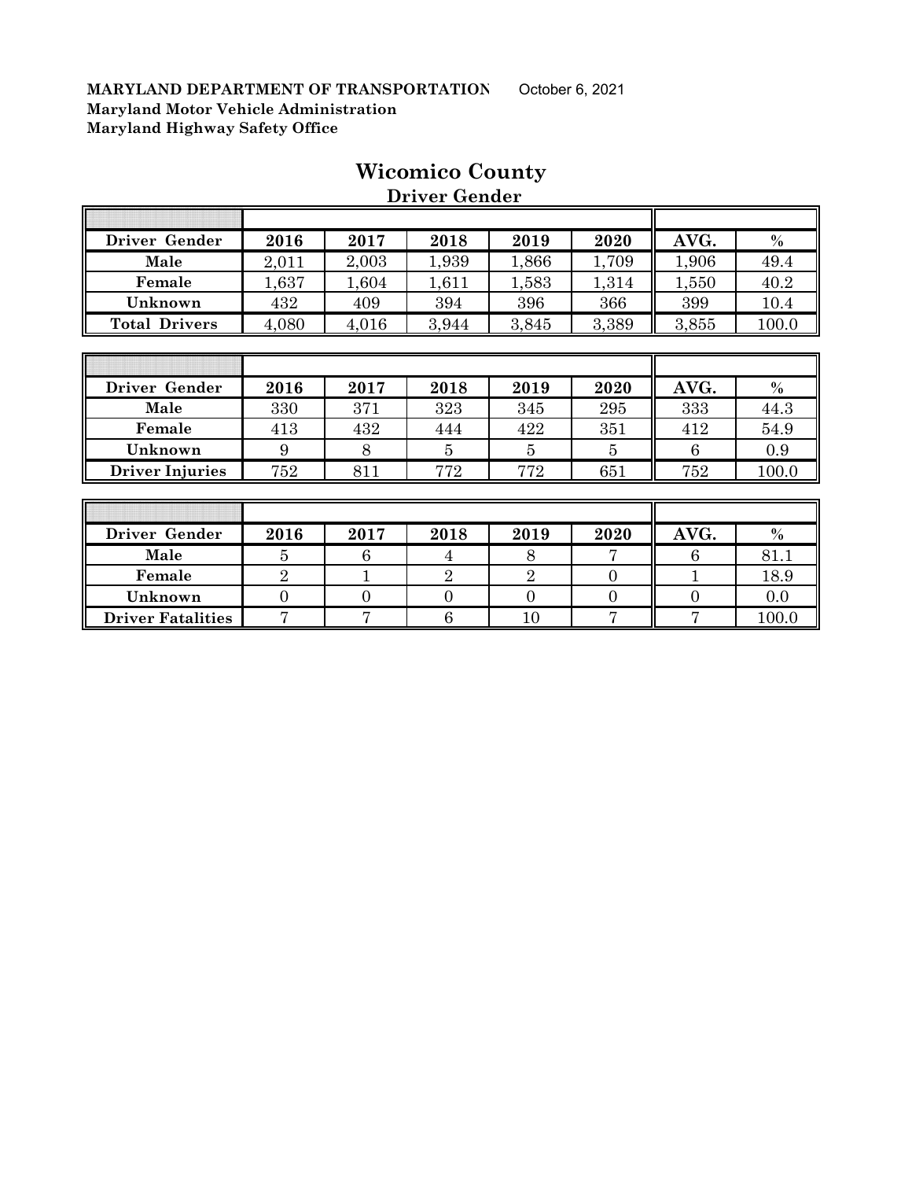**MARYLAND DEPARTMENT OF TRANSPORTATION** October 6, 2021
**Maryland Motor Vehicle Administration**
**Maryland Highway Safety Office**

# Wicomico County

## Driver Gender

| Driver Gender | 2016 | 2017 | 2018 | 2019 | 2020 | AVG. | % |
|---|---|---|---|---|---|---|---|
| Male | 2,011 | 2,003 | 1,939 | 1,866 | 1,709 | 1,906 | 49.4 |
| Female | 1,637 | 1,604 | 1,611 | 1,583 | 1,314 | 1,550 | 40.2 |
| Unknown | 432 | 409 | 394 | 396 | 366 | 399 | 10.4 |
| Total Drivers | 4,080 | 4,016 | 3,944 | 3,845 | 3,389 | 3,855 | 100.0 |

| Driver Gender | 2016 | 2017 | 2018 | 2019 | 2020 | AVG. | % |
|---|---|---|---|---|---|---|---|
| Male | 330 | 371 | 323 | 345 | 295 | 333 | 44.3 |
| Female | 413 | 432 | 444 | 422 | 351 | 412 | 54.9 |
| Unknown | 9 | 8 | 5 | 5 | 5 | 6 | 0.9 |
| Driver Injuries | 752 | 811 | 772 | 772 | 651 | 752 | 100.0 |

| Driver Gender | 2016 | 2017 | 2018 | 2019 | 2020 | AVG. | % |
|---|---|---|---|---|---|---|---|
| Male | 5 | 6 | 4 | 8 | 7 | 6 | 81.1 |
| Female | 2 | 1 | 2 | 2 | 0 | 1 | 18.9 |
| Unknown | 0 | 0 | 0 | 0 | 0 | 0 | 0.0 |
| Driver Fatalities | 7 | 7 | 6 | 10 | 7 | 7 | 100.0 |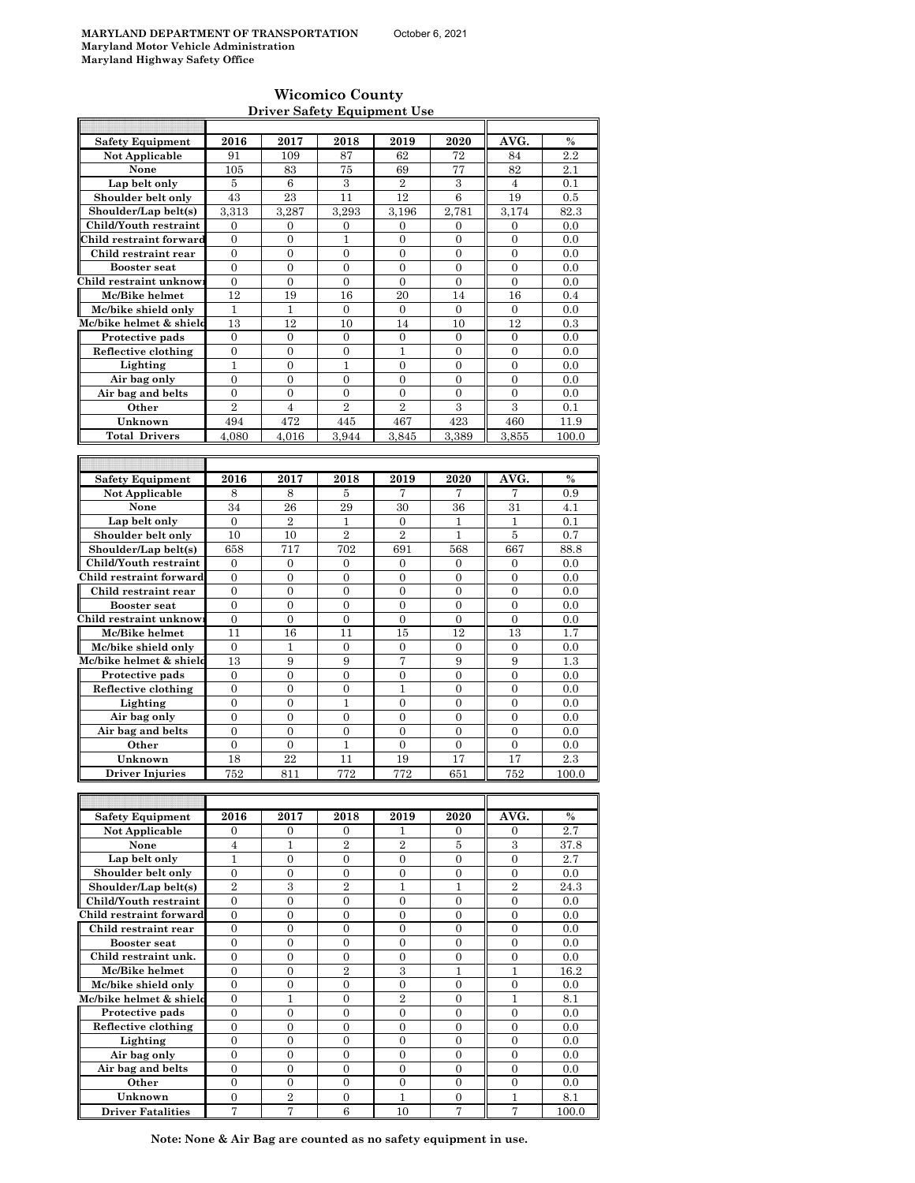MARYLAND DEPARTMENT OF TRANSPORTATION October 6, 2021
Maryland Motor Vehicle Administration
Maryland Highway Safety Office

# Wicomico County

## Driver Safety Equipment Use

| Safety Equipment | 2016 | 2017 | 2018 | 2019 | 2020 | AVG. | % |
|---|---|---|---|---|---|---|---|
| Not Applicable | 91 | 109 | 87 | 62 | 72 | 84 | 2.2 |
| None | 105 | 83 | 75 | 69 | 77 | 82 | 2.1 |
| Lap belt only | 5 | 6 | 3 | 2 | 3 | 4 | 0.1 |
| Shoulder belt only | 43 | 23 | 11 | 12 | 6 | 19 | 0.5 |
| Shoulder/Lap belt(s) | 3,313 | 3,287 | 3,293 | 3,196 | 2,781 | 3,174 | 82.3 |
| Child/Youth restraint | 0 | 0 | 0 | 0 | 0 | 0 | 0.0 |
| Child restraint forward | 0 | 0 | 1 | 0 | 0 | 0 | 0.0 |
| Child restraint rear | 0 | 0 | 0 | 0 | 0 | 0 | 0.0 |
| Booster seat | 0 | 0 | 0 | 0 | 0 | 0 | 0.0 |
| Child restraint unknown | 0 | 0 | 0 | 0 | 0 | 0 | 0.0 |
| Mc/Bike helmet | 12 | 19 | 16 | 20 | 14 | 16 | 0.4 |
| Mc/bike shield only | 1 | 1 | 0 | 0 | 0 | 0 | 0.0 |
| Mc/bike helmet & shield | 13 | 12 | 10 | 14 | 10 | 12 | 0.3 |
| Protective pads | 0 | 0 | 0 | 0 | 0 | 0 | 0.0 |
| Reflective clothing | 0 | 0 | 0 | 1 | 0 | 0 | 0.0 |
| Lighting | 1 | 0 | 1 | 0 | 0 | 0 | 0.0 |
| Air bag only | 0 | 0 | 0 | 0 | 0 | 0 | 0.0 |
| Air bag and belts | 0 | 0 | 0 | 0 | 0 | 0 | 0.0 |
| Other | 2 | 4 | 2 | 2 | 3 | 3 | 0.1 |
| Unknown | 494 | 472 | 445 | 467 | 423 | 460 | 11.9 |
| Total Drivers | 4,080 | 4,016 | 3,944 | 3,845 | 3,389 | 3,855 | 100.0 |

| Safety Equipment | 2016 | 2017 | 2018 | 2019 | 2020 | AVG. | % |
|---|---|---|---|---|---|---|---|
| Not Applicable | 8 | 8 | 5 | 7 | 7 | 7 | 0.9 |
| None | 34 | 26 | 29 | 30 | 36 | 31 | 4.1 |
| Lap belt only | 0 | 2 | 1 | 0 | 1 | 1 | 0.1 |
| Shoulder belt only | 10 | 10 | 2 | 2 | 1 | 5 | 0.7 |
| Shoulder/Lap belt(s) | 658 | 717 | 702 | 691 | 568 | 667 | 88.8 |
| Child/Youth restraint | 0 | 0 | 0 | 0 | 0 | 0 | 0.0 |
| Child restraint forward | 0 | 0 | 0 | 0 | 0 | 0 | 0.0 |
| Child restraint rear | 0 | 0 | 0 | 0 | 0 | 0 | 0.0 |
| Booster seat | 0 | 0 | 0 | 0 | 0 | 0 | 0.0 |
| Child restraint unknown | 0 | 0 | 0 | 0 | 0 | 0 | 0.0 |
| Mc/Bike helmet | 11 | 16 | 11 | 15 | 12 | 13 | 1.7 |
| Mc/bike shield only | 0 | 1 | 0 | 0 | 0 | 0 | 0.0 |
| Mc/bike helmet & shield | 13 | 9 | 9 | 7 | 9 | 9 | 1.3 |
| Protective pads | 0 | 0 | 0 | 0 | 0 | 0 | 0.0 |
| Reflective clothing | 0 | 0 | 0 | 1 | 0 | 0 | 0.0 |
| Lighting | 0 | 0 | 1 | 0 | 0 | 0 | 0.0 |
| Air bag only | 0 | 0 | 0 | 0 | 0 | 0 | 0.0 |
| Air bag and belts | 0 | 0 | 0 | 0 | 0 | 0 | 0.0 |
| Other | 0 | 0 | 1 | 0 | 0 | 0 | 0.0 |
| Unknown | 18 | 22 | 11 | 19 | 17 | 17 | 2.3 |
| Driver Injuries | 752 | 811 | 772 | 772 | 651 | 752 | 100.0 |

| Safety Equipment | 2016 | 2017 | 2018 | 2019 | 2020 | AVG. | % |
|---|---|---|---|---|---|---|---|
| Not Applicable | 0 | 0 | 0 | 1 | 0 | 0 | 2.7 |
| None | 4 | 1 | 2 | 2 | 5 | 3 | 37.8 |
| Lap belt only | 1 | 0 | 0 | 0 | 0 | 0 | 2.7 |
| Shoulder belt only | 0 | 0 | 0 | 0 | 0 | 0 | 0.0 |
| Shoulder/Lap belt(s) | 2 | 3 | 2 | 1 | 1 | 2 | 24.3 |
| Child/Youth restraint | 0 | 0 | 0 | 0 | 0 | 0 | 0.0 |
| Child restraint forward | 0 | 0 | 0 | 0 | 0 | 0 | 0.0 |
| Child restraint rear | 0 | 0 | 0 | 0 | 0 | 0 | 0.0 |
| Booster seat | 0 | 0 | 0 | 0 | 0 | 0 | 0.0 |
| Child restraint unk. | 0 | 0 | 0 | 0 | 0 | 0 | 0.0 |
| Mc/Bike helmet | 0 | 0 | 2 | 3 | 1 | 1 | 16.2 |
| Mc/bike shield only | 0 | 0 | 0 | 0 | 0 | 0 | 0.0 |
| Mc/bike helmet & shield | 0 | 1 | 0 | 2 | 0 | 1 | 8.1 |
| Protective pads | 0 | 0 | 0 | 0 | 0 | 0 | 0.0 |
| Reflective clothing | 0 | 0 | 0 | 0 | 0 | 0 | 0.0 |
| Lighting | 0 | 0 | 0 | 0 | 0 | 0 | 0.0 |
| Air bag only | 0 | 0 | 0 | 0 | 0 | 0 | 0.0 |
| Air bag and belts | 0 | 0 | 0 | 0 | 0 | 0 | 0.0 |
| Other | 0 | 0 | 0 | 0 | 0 | 0 | 0.0 |
| Unknown | 0 | 2 | 0 | 1 | 0 | 1 | 8.1 |
| Driver Fatalities | 7 | 7 | 6 | 10 | 7 | 7 | 100.0 |

**Note: None & Air Bag are counted as no safety equipment in use.**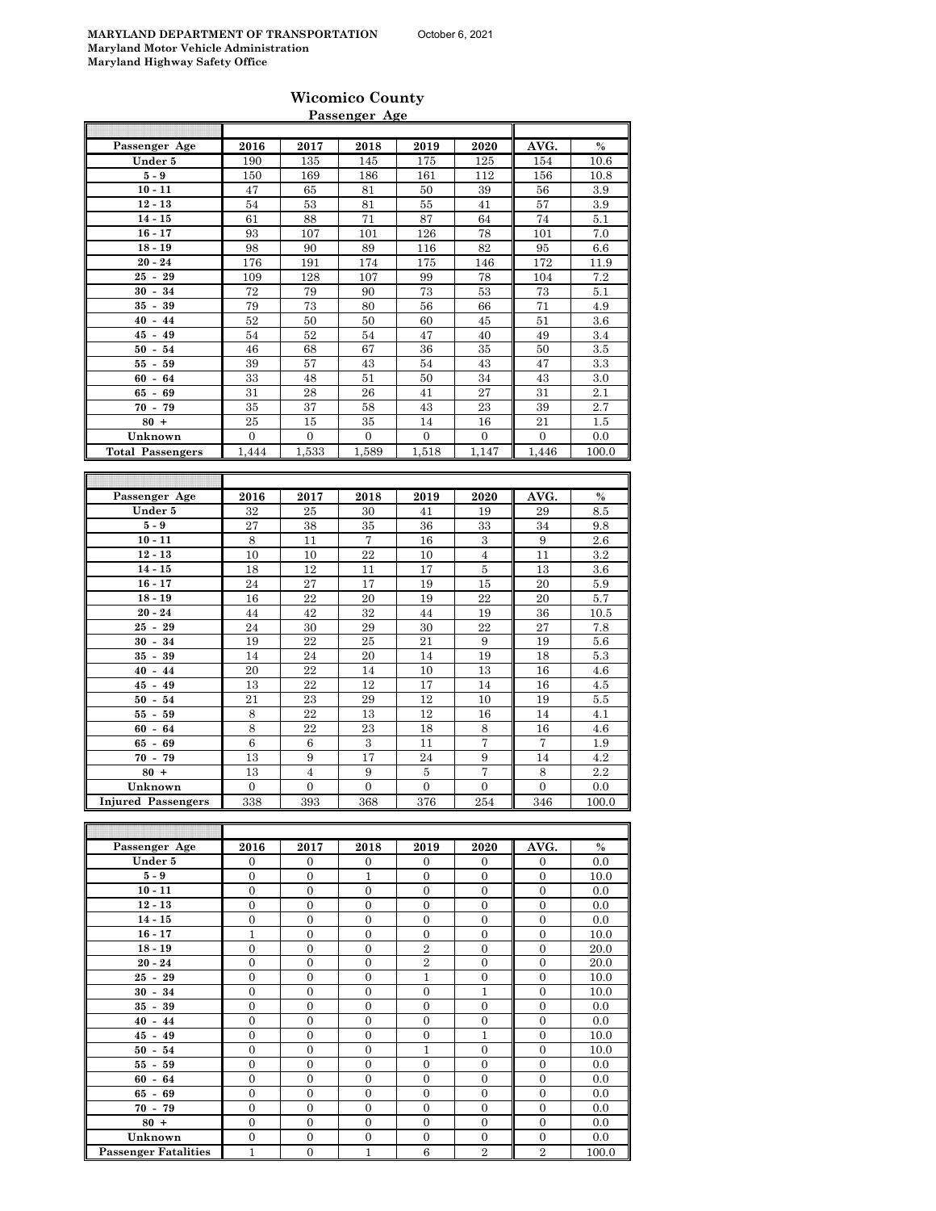**MARYLAND DEPARTMENT OF TRANSPORTATION** October 6, 2021
**Maryland Motor Vehicle Administration**
**Maryland Highway Safety Office**

## Wicomico County

### Passenger Age

| Passenger Age | 2016 | 2017 | 2018 | 2019 | 2020 | AVG. | % |
|---|---|---|---|---|---|---|---|
| Under 5 | 190 | 135 | 145 | 175 | 125 | 154 | 10.6 |
| 5 - 9 | 150 | 169 | 186 | 161 | 112 | 156 | 10.8 |
| 10 - 11 | 47 | 65 | 81 | 50 | 39 | 56 | 3.9 |
| 12 - 13 | 54 | 53 | 81 | 55 | 41 | 57 | 3.9 |
| 14 - 15 | 61 | 88 | 71 | 87 | 64 | 74 | 5.1 |
| 16 - 17 | 93 | 107 | 101 | 126 | 78 | 101 | 7.0 |
| 18 - 19 | 98 | 90 | 89 | 116 | 82 | 95 | 6.6 |
| 20 - 24 | 176 | 191 | 174 | 175 | 146 | 172 | 11.9 |
| 25 - 29 | 109 | 128 | 107 | 99 | 78 | 104 | 7.2 |
| 30 - 34 | 72 | 79 | 90 | 73 | 53 | 73 | 5.1 |
| 35 - 39 | 79 | 73 | 80 | 56 | 66 | 71 | 4.9 |
| 40 - 44 | 52 | 50 | 50 | 60 | 45 | 51 | 3.6 |
| 45 - 49 | 54 | 52 | 54 | 47 | 40 | 49 | 3.4 |
| 50 - 54 | 46 | 68 | 67 | 36 | 35 | 50 | 3.5 |
| 55 - 59 | 39 | 57 | 43 | 54 | 43 | 47 | 3.3 |
| 60 - 64 | 33 | 48 | 51 | 50 | 34 | 43 | 3.0 |
| 65 - 69 | 31 | 28 | 26 | 41 | 27 | 31 | 2.1 |
| 70 - 79 | 35 | 37 | 58 | 43 | 23 | 39 | 2.7 |
| 80 + | 25 | 15 | 35 | 14 | 16 | 21 | 1.5 |
| Unknown | 0 | 0 | 0 | 0 | 0 | 0 | 0.0 |
| Total Passengers | 1,444 | 1,533 | 1,589 | 1,518 | 1,147 | 1,446 | 100.0 |

| Passenger Age | 2016 | 2017 | 2018 | 2019 | 2020 | AVG. | % |
|---|---|---|---|---|---|---|---|
| Under 5 | 32 | 25 | 30 | 41 | 19 | 29 | 8.5 |
| 5 - 9 | 27 | 38 | 35 | 36 | 33 | 34 | 9.8 |
| 10 - 11 | 8 | 11 | 7 | 16 | 3 | 9 | 2.6 |
| 12 - 13 | 10 | 10 | 22 | 10 | 4 | 11 | 3.2 |
| 14 - 15 | 18 | 12 | 11 | 17 | 5 | 13 | 3.6 |
| 16 - 17 | 24 | 27 | 17 | 19 | 15 | 20 | 5.9 |
| 18 - 19 | 16 | 22 | 20 | 19 | 22 | 20 | 5.7 |
| 20 - 24 | 44 | 42 | 32 | 44 | 19 | 36 | 10.5 |
| 25 - 29 | 24 | 30 | 29 | 30 | 22 | 27 | 7.8 |
| 30 - 34 | 19 | 22 | 25 | 21 | 9 | 19 | 5.6 |
| 35 - 39 | 14 | 24 | 20 | 14 | 19 | 18 | 5.3 |
| 40 - 44 | 20 | 22 | 14 | 10 | 13 | 16 | 4.6 |
| 45 - 49 | 13 | 22 | 12 | 17 | 14 | 16 | 4.5 |
| 50 - 54 | 21 | 23 | 29 | 12 | 10 | 19 | 5.5 |
| 55 - 59 | 8 | 22 | 13 | 12 | 16 | 14 | 4.1 |
| 60 - 64 | 8 | 22 | 23 | 18 | 8 | 16 | 4.6 |
| 65 - 69 | 6 | 6 | 3 | 11 | 7 | 7 | 1.9 |
| 70 - 79 | 13 | 9 | 17 | 24 | 9 | 14 | 4.2 |
| 80 + | 13 | 4 | 9 | 5 | 7 | 8 | 2.2 |
| Unknown | 0 | 0 | 0 | 0 | 0 | 0 | 0.0 |
| Injured Passengers | 338 | 393 | 368 | 376 | 254 | 346 | 100.0 |

| Passenger Age | 2016 | 2017 | 2018 | 2019 | 2020 | AVG. | % |
|---|---|---|---|---|---|---|---|
| Under 5 | 0 | 0 | 0 | 0 | 0 | 0 | 0.0 |
| 5 - 9 | 0 | 0 | 1 | 0 | 0 | 0 | 10.0 |
| 10 - 11 | 0 | 0 | 0 | 0 | 0 | 0 | 0.0 |
| 12 - 13 | 0 | 0 | 0 | 0 | 0 | 0 | 0.0 |
| 14 - 15 | 0 | 0 | 0 | 0 | 0 | 0 | 0.0 |
| 16 - 17 | 1 | 0 | 0 | 0 | 0 | 0 | 10.0 |
| 18 - 19 | 0 | 0 | 0 | 2 | 0 | 0 | 20.0 |
| 20 - 24 | 0 | 0 | 0 | 2 | 0 | 0 | 20.0 |
| 25 - 29 | 0 | 0 | 0 | 1 | 0 | 0 | 10.0 |
| 30 - 34 | 0 | 0 | 0 | 0 | 1 | 0 | 10.0 |
| 35 - 39 | 0 | 0 | 0 | 0 | 0 | 0 | 0.0 |
| 40 - 44 | 0 | 0 | 0 | 0 | 0 | 0 | 0.0 |
| 45 - 49 | 0 | 0 | 0 | 0 | 1 | 0 | 10.0 |
| 50 - 54 | 0 | 0 | 0 | 1 | 0 | 0 | 10.0 |
| 55 - 59 | 0 | 0 | 0 | 0 | 0 | 0 | 0.0 |
| 60 - 64 | 0 | 0 | 0 | 0 | 0 | 0 | 0.0 |
| 65 - 69 | 0 | 0 | 0 | 0 | 0 | 0 | 0.0 |
| 70 - 79 | 0 | 0 | 0 | 0 | 0 | 0 | 0.0 |
| 80 + | 0 | 0 | 0 | 0 | 0 | 0 | 0.0 |
| Unknown | 0 | 0 | 0 | 0 | 0 | 0 | 0.0 |
| Passenger Fatalities | 1 | 0 | 1 | 6 | 2 | 2 | 100.0 |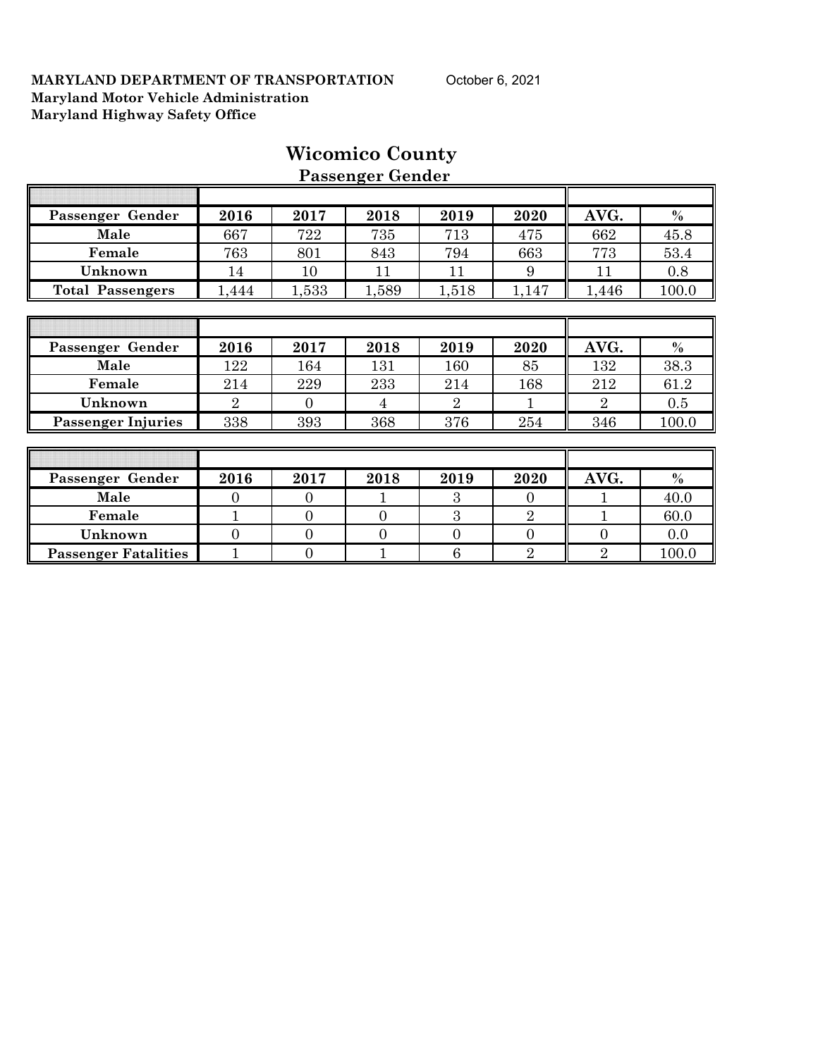**MARYLAND DEPARTMENT OF TRANSPORTATION** October 6, 2021
**Maryland Motor Vehicle Administration**
**Maryland Highway Safety Office**

# Wicomico County

## Passenger Gender

| Passenger Gender | 2016 | 2017 | 2018 | 2019 | 2020 | AVG. | % |
|---|---|---|---|---|---|---|---|
| Male | 667 | 722 | 735 | 713 | 475 | 662 | 45.8 |
| Female | 763 | 801 | 843 | 794 | 663 | 773 | 53.4 |
| Unknown | 14 | 10 | 11 | 11 | 9 | 11 | 0.8 |
| Total Passengers | 1,444 | 1,533 | 1,589 | 1,518 | 1,147 | 1,446 | 100.0 |

| Passenger Gender | 2016 | 2017 | 2018 | 2019 | 2020 | AVG. | % |
|---|---|---|---|---|---|---|---|
| Male | 122 | 164 | 131 | 160 | 85 | 132 | 38.3 |
| Female | 214 | 229 | 233 | 214 | 168 | 212 | 61.2 |
| Unknown | 2 | 0 | 4 | 2 | 1 | 2 | 0.5 |
| Passenger Injuries | 338 | 393 | 368 | 376 | 254 | 346 | 100.0 |

| Passenger Gender | 2016 | 2017 | 2018 | 2019 | 2020 | AVG. | % |
|---|---|---|---|---|---|---|---|
| Male | 0 | 0 | 1 | 3 | 0 | 1 | 40.0 |
| Female | 1 | 0 | 0 | 3 | 2 | 1 | 60.0 |
| Unknown | 0 | 0 | 0 | 0 | 0 | 0 | 0.0 |
| Passenger Fatalities | 1 | 0 | 1 | 6 | 2 | 2 | 100.0 |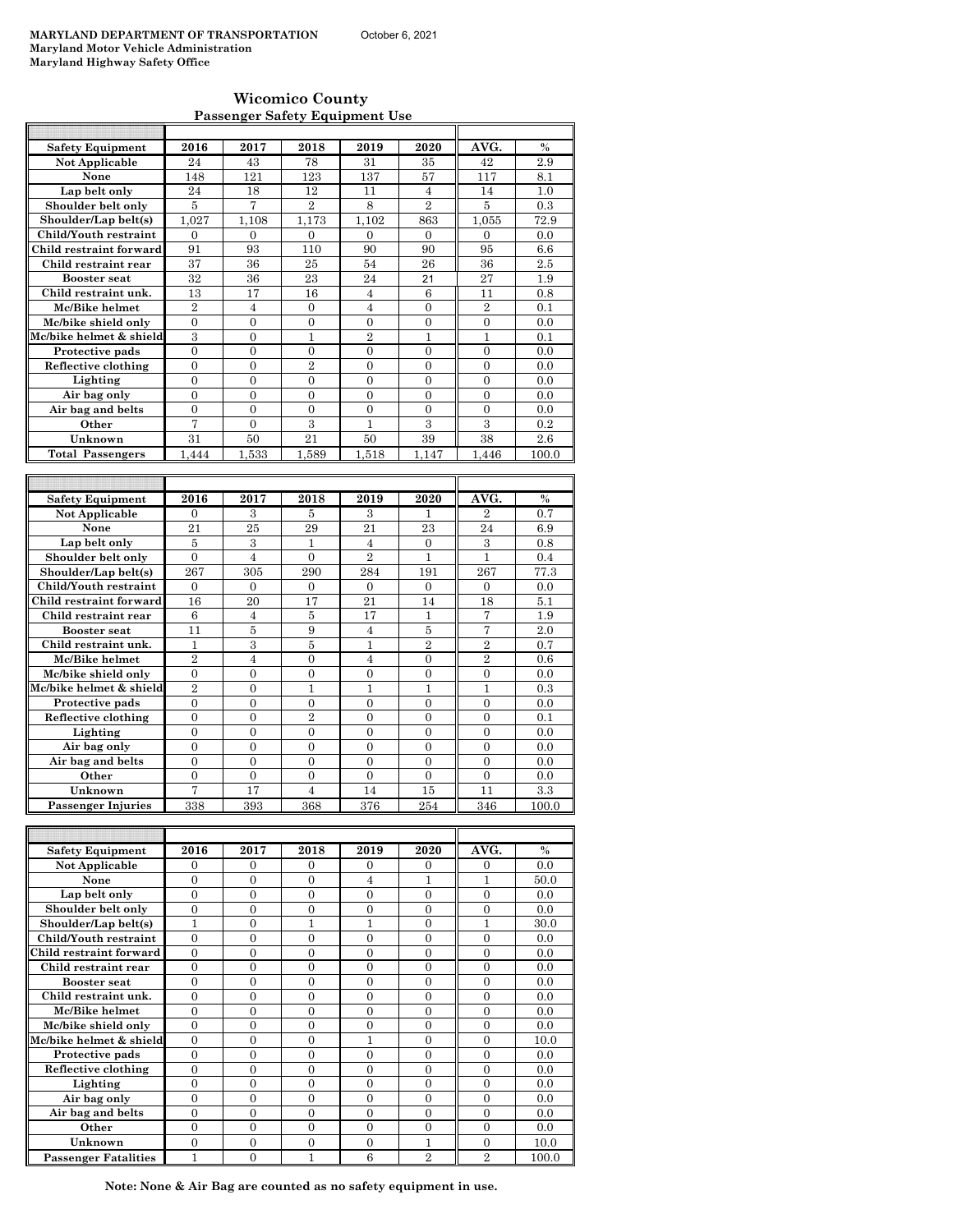MARYLAND DEPARTMENT OF TRANSPORTATION October 6, 2021
Maryland Motor Vehicle Administration
Maryland Highway Safety Office

# Wicomico County
## Passenger Safety Equipment Use

| Safety Equipment | 2016 | 2017 | 2018 | 2019 | 2020 | AVG. | % |
|---|---|---|---|---|---|---|---|
| Not Applicable | 24 | 43 | 78 | 31 | 35 | 42 | 2.9 |
| None | 148 | 121 | 123 | 137 | 57 | 117 | 8.1 |
| Lap belt only | 24 | 18 | 12 | 11 | 4 | 14 | 1.0 |
| Shoulder belt only | 5 | 7 | 2 | 8 | 2 | 5 | 0.3 |
| Shoulder/Lap belt(s) | 1,027 | 1,108 | 1,173 | 1,102 | 863 | 1,055 | 72.9 |
| Child/Youth restraint | 0 | 0 | 0 | 0 | 0 | 0 | 0.0 |
| Child restraint forward | 91 | 93 | 110 | 90 | 90 | 95 | 6.6 |
| Child restraint rear | 37 | 36 | 25 | 54 | 26 | 36 | 2.5 |
| Booster seat | 32 | 36 | 23 | 24 | 21 | 27 | 1.9 |
| Child restraint unk. | 13 | 17 | 16 | 4 | 6 | 11 | 0.8 |
| Mc/Bike helmet | 2 | 4 | 0 | 4 | 0 | 2 | 0.1 |
| Mc/bike shield only | 0 | 0 | 0 | 0 | 0 | 0 | 0.0 |
| Mc/bike helmet & shield | 3 | 0 | 1 | 2 | 1 | 1 | 0.1 |
| Protective pads | 0 | 0 | 0 | 0 | 0 | 0 | 0.0 |
| Reflective clothing | 0 | 0 | 2 | 0 | 0 | 0 | 0.0 |
| Lighting | 0 | 0 | 0 | 0 | 0 | 0 | 0.0 |
| Air bag only | 0 | 0 | 0 | 0 | 0 | 0 | 0.0 |
| Air bag and belts | 0 | 0 | 0 | 0 | 0 | 0 | 0.0 |
| Other | 7 | 0 | 3 | 1 | 3 | 3 | 0.2 |
| Unknown | 31 | 50 | 21 | 50 | 39 | 38 | 2.6 |
| Total Passengers | 1,444 | 1,533 | 1,589 | 1,518 | 1,147 | 1,446 | 100.0 |

| Safety Equipment | 2016 | 2017 | 2018 | 2019 | 2020 | AVG. | % |
|---|---|---|---|---|---|---|---|
| Not Applicable | 0 | 3 | 5 | 3 | 1 | 2 | 0.7 |
| None | 21 | 25 | 29 | 21 | 23 | 24 | 6.9 |
| Lap belt only | 5 | 3 | 1 | 4 | 0 | 3 | 0.8 |
| Shoulder belt only | 0 | 4 | 0 | 2 | 1 | 1 | 0.4 |
| Shoulder/Lap belt(s) | 267 | 305 | 290 | 284 | 191 | 267 | 77.3 |
| Child/Youth restraint | 0 | 0 | 0 | 0 | 0 | 0 | 0.0 |
| Child restraint forward | 16 | 20 | 17 | 21 | 14 | 18 | 5.1 |
| Child restraint rear | 6 | 4 | 5 | 17 | 1 | 7 | 1.9 |
| Booster seat | 11 | 5 | 9 | 4 | 5 | 7 | 2.0 |
| Child restraint unk. | 1 | 3 | 5 | 1 | 2 | 2 | 0.7 |
| Mc/Bike helmet | 2 | 4 | 0 | 4 | 0 | 2 | 0.6 |
| Mc/bike shield only | 0 | 0 | 0 | 0 | 0 | 0 | 0.0 |
| Mc/bike helmet & shield | 2 | 0 | 1 | 1 | 1 | 1 | 0.3 |
| Protective pads | 0 | 0 | 0 | 0 | 0 | 0 | 0.0 |
| Reflective clothing | 0 | 0 | 2 | 0 | 0 | 0 | 0.1 |
| Lighting | 0 | 0 | 0 | 0 | 0 | 0 | 0.0 |
| Air bag only | 0 | 0 | 0 | 0 | 0 | 0 | 0.0 |
| Air bag and belts | 0 | 0 | 0 | 0 | 0 | 0 | 0.0 |
| Other | 0 | 0 | 0 | 0 | 0 | 0 | 0.0 |
| Unknown | 7 | 17 | 4 | 14 | 15 | 11 | 3.3 |
| Passenger Injuries | 338 | 393 | 368 | 376 | 254 | 346 | 100.0 |

| Safety Equipment | 2016 | 2017 | 2018 | 2019 | 2020 | AVG. | % |
|---|---|---|---|---|---|---|---|
| Not Applicable | 0 | 0 | 0 | 0 | 0 | 0 | 0.0 |
| None | 0 | 0 | 0 | 4 | 1 | 1 | 50.0 |
| Lap belt only | 0 | 0 | 0 | 0 | 0 | 0 | 0.0 |
| Shoulder belt only | 0 | 0 | 0 | 0 | 0 | 0 | 0.0 |
| Shoulder/Lap belt(s) | 1 | 0 | 1 | 1 | 0 | 1 | 30.0 |
| Child/Youth restraint | 0 | 0 | 0 | 0 | 0 | 0 | 0.0 |
| Child restraint forward | 0 | 0 | 0 | 0 | 0 | 0 | 0.0 |
| Child restraint rear | 0 | 0 | 0 | 0 | 0 | 0 | 0.0 |
| Booster seat | 0 | 0 | 0 | 0 | 0 | 0 | 0.0 |
| Child restraint unk. | 0 | 0 | 0 | 0 | 0 | 0 | 0.0 |
| Mc/Bike helmet | 0 | 0 | 0 | 0 | 0 | 0 | 0.0 |
| Mc/bike shield only | 0 | 0 | 0 | 0 | 0 | 0 | 0.0 |
| Mc/bike helmet & shield | 0 | 0 | 0 | 1 | 0 | 0 | 10.0 |
| Protective pads | 0 | 0 | 0 | 0 | 0 | 0 | 0.0 |
| Reflective clothing | 0 | 0 | 0 | 0 | 0 | 0 | 0.0 |
| Lighting | 0 | 0 | 0 | 0 | 0 | 0 | 0.0 |
| Air bag only | 0 | 0 | 0 | 0 | 0 | 0 | 0.0 |
| Air bag and belts | 0 | 0 | 0 | 0 | 0 | 0 | 0.0 |
| Other | 0 | 0 | 0 | 0 | 0 | 0 | 0.0 |
| Unknown | 0 | 0 | 0 | 0 | 1 | 0 | 10.0 |
| Passenger Fatalities | 1 | 0 | 1 | 6 | 2 | 2 | 100.0 |

**Note: None & Air Bag are counted as no safety equipment in use.**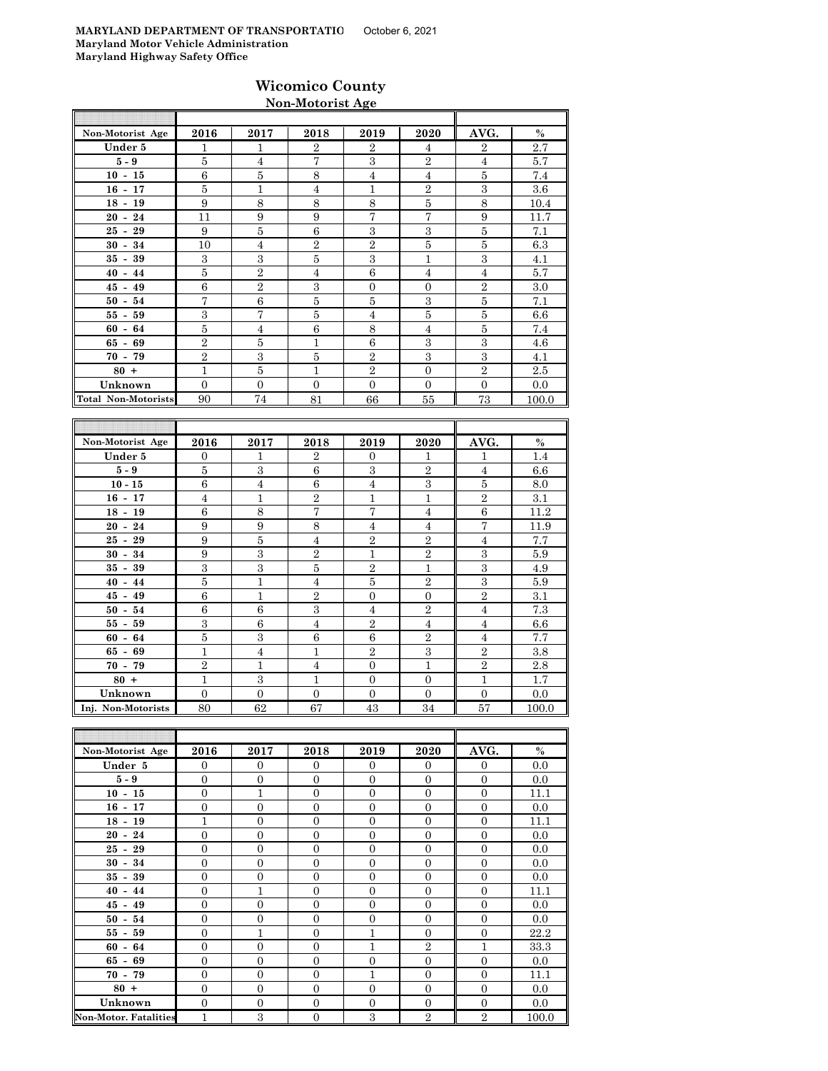MARYLAND DEPARTMENT OF TRANSPORTATIO October 6, 2021
Maryland Motor Vehicle Administration
Maryland Highway Safety Office

## Wicomico County

### Non-Motorist Age

| Non-Motorist Age | 2016 | 2017 | 2018 | 2019 | 2020 | AVG. | % |
|---|---|---|---|---|---|---|---|
| Under 5 | 1 | 1 | 2 | 2 | 4 | 2 | 2.7 |
| 5 - 9 | 5 | 4 | 7 | 3 | 2 | 4 | 5.7 |
| 10 - 15 | 6 | 5 | 8 | 4 | 4 | 5 | 7.4 |
| 16 - 17 | 5 | 1 | 4 | 1 | 2 | 3 | 3.6 |
| 18 - 19 | 9 | 8 | 8 | 8 | 5 | 8 | 10.4 |
| 20 - 24 | 11 | 9 | 9 | 7 | 7 | 9 | 11.7 |
| 25 - 29 | 9 | 5 | 6 | 3 | 3 | 5 | 7.1 |
| 30 - 34 | 10 | 4 | 2 | 2 | 5 | 5 | 6.3 |
| 35 - 39 | 3 | 3 | 5 | 3 | 1 | 3 | 4.1 |
| 40 - 44 | 5 | 2 | 4 | 6 | 4 | 4 | 5.7 |
| 45 - 49 | 6 | 2 | 3 | 0 | 0 | 2 | 3.0 |
| 50 - 54 | 7 | 6 | 5 | 5 | 3 | 5 | 7.1 |
| 55 - 59 | 3 | 7 | 5 | 4 | 5 | 5 | 6.6 |
| 60 - 64 | 5 | 4 | 6 | 8 | 4 | 5 | 7.4 |
| 65 - 69 | 2 | 5 | 1 | 6 | 3 | 3 | 4.6 |
| 70 - 79 | 2 | 3 | 5 | 2 | 3 | 3 | 4.1 |
| 80 + | 1 | 5 | 1 | 2 | 0 | 2 | 2.5 |
| Unknown | 0 | 0 | 0 | 0 | 0 | 0 | 0.0 |
| Total Non-Motorists | 90 | 74 | 81 | 66 | 55 | 73 | 100.0 |

| Non-Motorist Age | 2016 | 2017 | 2018 | 2019 | 2020 | AVG. | % |
|---|---|---|---|---|---|---|---|
| Under 5 | 0 | 1 | 2 | 0 | 1 | 1 | 1.4 |
| 5 - 9 | 5 | 3 | 6 | 3 | 2 | 4 | 6.6 |
| 10 - 15 | 6 | 4 | 6 | 4 | 3 | 5 | 8.0 |
| 16 - 17 | 4 | 1 | 2 | 1 | 1 | 2 | 3.1 |
| 18 - 19 | 6 | 8 | 7 | 7 | 4 | 6 | 11.2 |
| 20 - 24 | 9 | 9 | 8 | 4 | 4 | 7 | 11.9 |
| 25 - 29 | 9 | 5 | 4 | 2 | 2 | 4 | 7.7 |
| 30 - 34 | 9 | 3 | 2 | 1 | 2 | 3 | 5.9 |
| 35 - 39 | 3 | 3 | 5 | 2 | 1 | 3 | 4.9 |
| 40 - 44 | 5 | 1 | 4 | 5 | 2 | 3 | 5.9 |
| 45 - 49 | 6 | 1 | 2 | 0 | 0 | 2 | 3.1 |
| 50 - 54 | 6 | 6 | 3 | 4 | 2 | 4 | 7.3 |
| 55 - 59 | 3 | 6 | 4 | 2 | 4 | 4 | 6.6 |
| 60 - 64 | 5 | 3 | 6 | 6 | 2 | 4 | 7.7 |
| 65 - 69 | 1 | 4 | 1 | 2 | 3 | 2 | 3.8 |
| 70 - 79 | 2 | 1 | 4 | 0 | 1 | 2 | 2.8 |
| 80 + | 1 | 3 | 1 | 0 | 0 | 1 | 1.7 |
| Unknown | 0 | 0 | 0 | 0 | 0 | 0 | 0.0 |
| Inj. Non-Motorists | 80 | 62 | 67 | 43 | 34 | 57 | 100.0 |

| Non-Motorist Age | 2016 | 2017 | 2018 | 2019 | 2020 | AVG. | % |
|---|---|---|---|---|---|---|---|
| Under 5 | 0 | 0 | 0 | 0 | 0 | 0 | 0.0 |
| 5 - 9 | 0 | 0 | 0 | 0 | 0 | 0 | 0.0 |
| 10 - 15 | 0 | 1 | 0 | 0 | 0 | 0 | 11.1 |
| 16 - 17 | 0 | 0 | 0 | 0 | 0 | 0 | 0.0 |
| 18 - 19 | 1 | 0 | 0 | 0 | 0 | 0 | 11.1 |
| 20 - 24 | 0 | 0 | 0 | 0 | 0 | 0 | 0.0 |
| 25 - 29 | 0 | 0 | 0 | 0 | 0 | 0 | 0.0 |
| 30 - 34 | 0 | 0 | 0 | 0 | 0 | 0 | 0.0 |
| 35 - 39 | 0 | 0 | 0 | 0 | 0 | 0 | 0.0 |
| 40 - 44 | 0 | 1 | 0 | 0 | 0 | 0 | 11.1 |
| 45 - 49 | 0 | 0 | 0 | 0 | 0 | 0 | 0.0 |
| 50 - 54 | 0 | 0 | 0 | 0 | 0 | 0 | 0.0 |
| 55 - 59 | 0 | 1 | 0 | 1 | 0 | 0 | 22.2 |
| 60 - 64 | 0 | 0 | 0 | 1 | 2 | 1 | 33.3 |
| 65 - 69 | 0 | 0 | 0 | 0 | 0 | 0 | 0.0 |
| 70 - 79 | 0 | 0 | 0 | 1 | 0 | 0 | 11.1 |
| 80 + | 0 | 0 | 0 | 0 | 0 | 0 | 0.0 |
| Unknown | 0 | 0 | 0 | 0 | 0 | 0 | 0.0 |
| Non-Motor. Fatalities | 1 | 3 | 0 | 3 | 2 | 2 | 100.0 |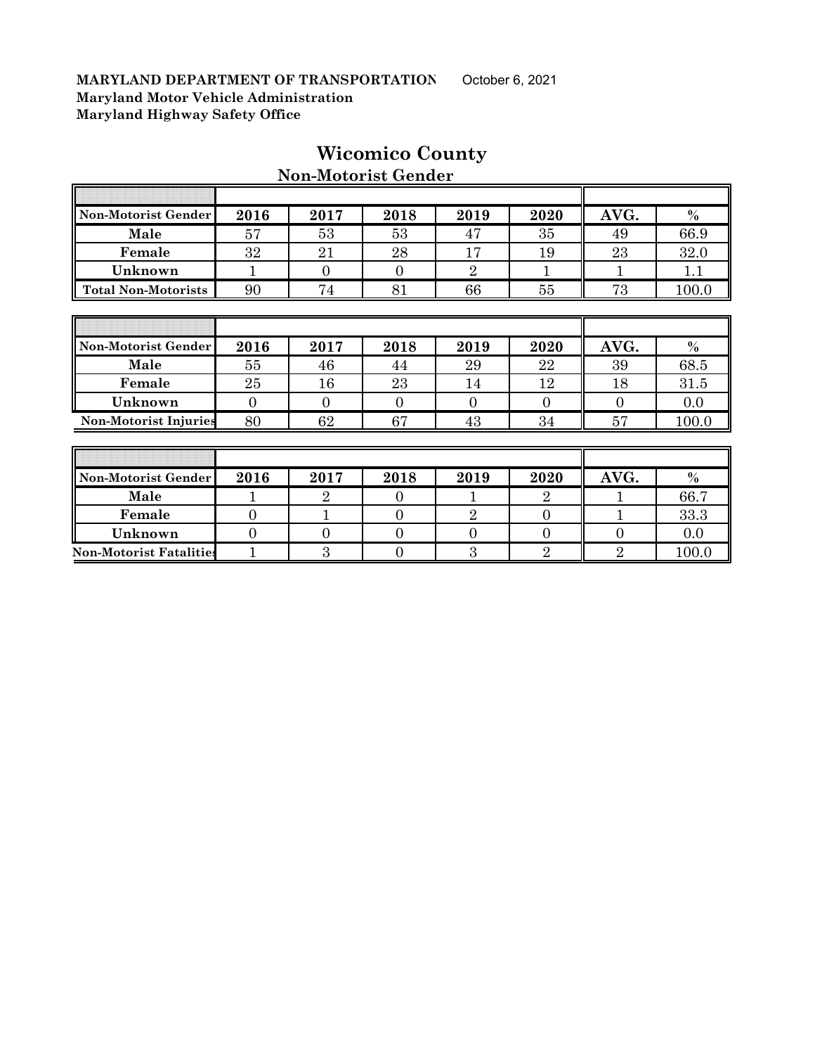**MARYLAND DEPARTMENT OF TRANSPORTATION** October 6, 2021
**Maryland Motor Vehicle Administration**
**Maryland Highway Safety Office**

# Wicomico County

## Non-Motorist Gender

| Non-Motorist Gender | 2016 | 2017 | 2018 | 2019 | 2020 | AVG. | % |
|---|---|---|---|---|---|---|---|
| Male | 57 | 53 | 53 | 47 | 35 | 49 | 66.9 |
| Female | 32 | 21 | 28 | 17 | 19 | 23 | 32.0 |
| Unknown | 1 | 0 | 0 | 2 | 1 | 1 | 1.1 |
| Total Non-Motorists | 90 | 74 | 81 | 66 | 55 | 73 | 100.0 |

| Non-Motorist Gender | 2016 | 2017 | 2018 | 2019 | 2020 | AVG. | % |
|---|---|---|---|---|---|---|---|
| Male | 55 | 46 | 44 | 29 | 22 | 39 | 68.5 |
| Female | 25 | 16 | 23 | 14 | 12 | 18 | 31.5 |
| Unknown | 0 | 0 | 0 | 0 | 0 | 0 | 0.0 |
| Non-Motorist Injuries | 80 | 62 | 67 | 43 | 34 | 57 | 100.0 |

| Non-Motorist Gender | 2016 | 2017 | 2018 | 2019 | 2020 | AVG. | % |
|---|---|---|---|---|---|---|---|
| Male | 1 | 2 | 0 | 1 | 2 | 1 | 66.7 |
| Female | 0 | 1 | 0 | 2 | 0 | 1 | 33.3 |
| Unknown | 0 | 0 | 0 | 0 | 0 | 0 | 0.0 |
| Non-Motorist Fatalities | 1 | 3 | 0 | 3 | 2 | 2 | 100.0 |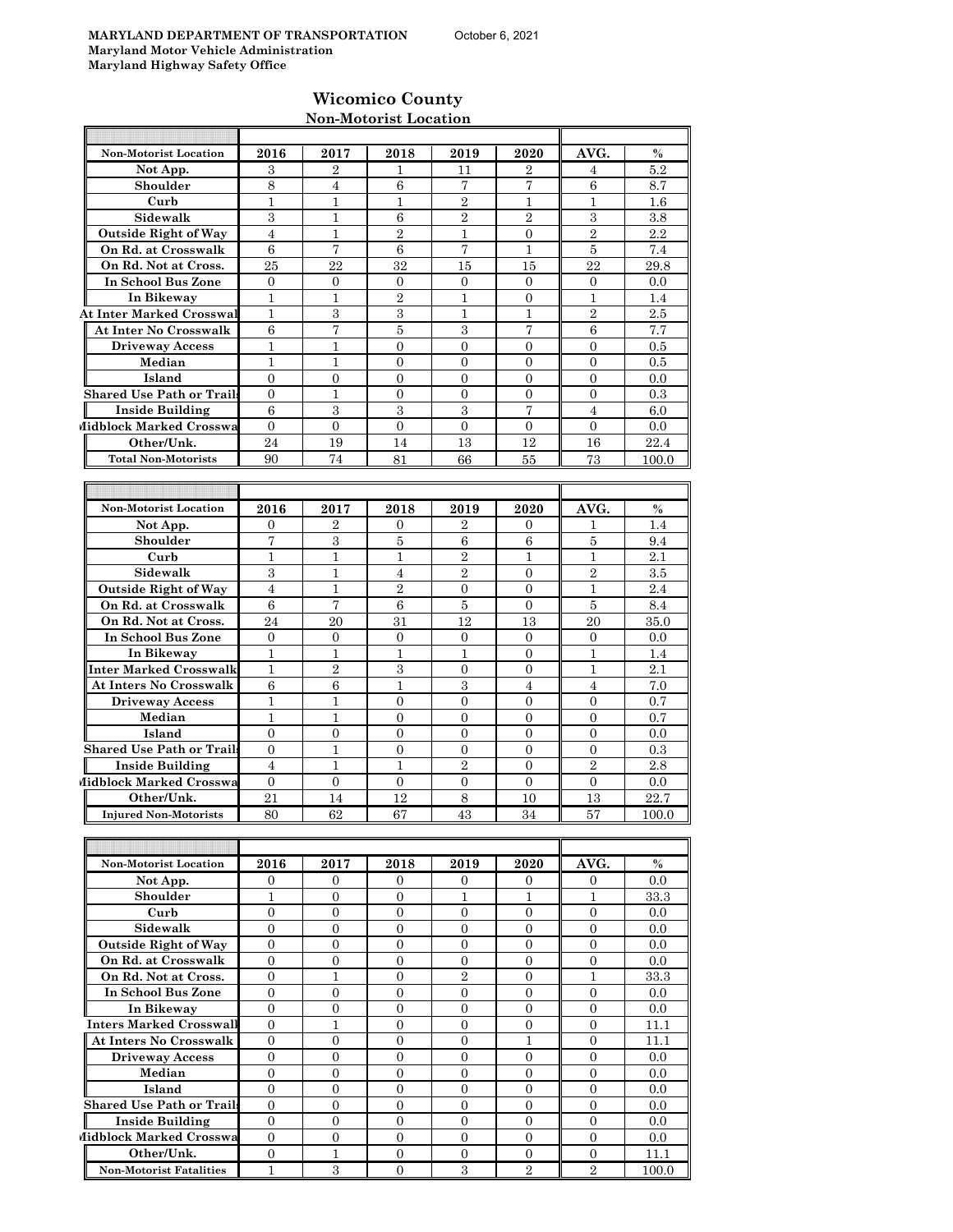**MARYLAND DEPARTMENT OF TRANSPORTATION** October 6, 2021
**Maryland Motor Vehicle Administration**
**Maryland Highway Safety Office**

# Wicomico County

## Non-Motorist Location

| Non-Motorist Location | 2016 | 2017 | 2018 | 2019 | 2020 | AVG. | % |
|---|---|---|---|---|---|---|---|
| Not App. | 3 | 2 | 1 | 11 | 2 | 4 | 5.2 |
| Shoulder | 8 | 4 | 6 | 7 | 7 | 6 | 8.7 |
| Curb | 1 | 1 | 1 | 2 | 1 | 1 | 1.6 |
| Sidewalk | 3 | 1 | 6 | 2 | 2 | 3 | 3.8 |
| Outside Right of Way | 4 | 1 | 2 | 1 | 0 | 2 | 2.2 |
| On Rd. at Crosswalk | 6 | 7 | 6 | 7 | 1 | 5 | 7.4 |
| On Rd. Not at Cross. | 25 | 22 | 32 | 15 | 15 | 22 | 29.8 |
| In School Bus Zone | 0 | 0 | 0 | 0 | 0 | 0 | 0.0 |
| In Bikeway | 1 | 1 | 2 | 1 | 0 | 1 | 1.4 |
| At Inter Marked Crosswal | 1 | 3 | 3 | 1 | 1 | 2 | 2.5 |
| At Inter No Crosswalk | 6 | 7 | 5 | 3 | 7 | 6 | 7.7 |
| Driveway Access | 1 | 1 | 0 | 0 | 0 | 0 | 0.5 |
| Median | 1 | 1 | 0 | 0 | 0 | 0 | 0.5 |
| Island | 0 | 0 | 0 | 0 | 0 | 0 | 0.0 |
| Shared Use Path or Trail | 0 | 1 | 0 | 0 | 0 | 0 | 0.3 |
| Inside Building | 6 | 3 | 3 | 3 | 7 | 4 | 6.0 |
| Midblock Marked Crosswa | 0 | 0 | 0 | 0 | 0 | 0 | 0.0 |
| Other/Unk. | 24 | 19 | 14 | 13 | 12 | 16 | 22.4 |
| Total Non-Motorists | 90 | 74 | 81 | 66 | 55 | 73 | 100.0 |

| Non-Motorist Location | 2016 | 2017 | 2018 | 2019 | 2020 | AVG. | % |
|---|---|---|---|---|---|---|---|
| Not App. | 0 | 2 | 0 | 2 | 0 | 1 | 1.4 |
| Shoulder | 7 | 3 | 5 | 6 | 6 | 5 | 9.4 |
| Curb | 1 | 1 | 1 | 2 | 1 | 1 | 2.1 |
| Sidewalk | 3 | 1 | 4 | 2 | 0 | 2 | 3.5 |
| Outside Right of Way | 4 | 1 | 2 | 0 | 0 | 1 | 2.4 |
| On Rd. at Crosswalk | 6 | 7 | 6 | 5 | 0 | 5 | 8.4 |
| On Rd. Not at Cross. | 24 | 20 | 31 | 12 | 13 | 20 | 35.0 |
| In School Bus Zone | 0 | 0 | 0 | 0 | 0 | 0 | 0.0 |
| In Bikeway | 1 | 1 | 1 | 1 | 0 | 1 | 1.4 |
| Inter Marked Crosswalk | 1 | 2 | 3 | 0 | 0 | 1 | 2.1 |
| At Inters No Crosswalk | 6 | 6 | 1 | 3 | 4 | 4 | 7.0 |
| Driveway Access | 1 | 1 | 0 | 0 | 0 | 0 | 0.7 |
| Median | 1 | 1 | 0 | 0 | 0 | 0 | 0.7 |
| Island | 0 | 0 | 0 | 0 | 0 | 0 | 0.0 |
| Shared Use Path or Trail | 0 | 1 | 0 | 0 | 0 | 0 | 0.3 |
| Inside Building | 4 | 1 | 1 | 2 | 0 | 2 | 2.8 |
| Midblock Marked Crosswa | 0 | 0 | 0 | 0 | 0 | 0 | 0.0 |
| Other/Unk. | 21 | 14 | 12 | 8 | 10 | 13 | 22.7 |
| Injured Non-Motorists | 80 | 62 | 67 | 43 | 34 | 57 | 100.0 |

| Non-Motorist Location | 2016 | 2017 | 2018 | 2019 | 2020 | AVG. | % |
|---|---|---|---|---|---|---|---|
| Not App. | 0 | 0 | 0 | 0 | 0 | 0 | 0.0 |
| Shoulder | 1 | 0 | 0 | 1 | 1 | 1 | 33.3 |
| Curb | 0 | 0 | 0 | 0 | 0 | 0 | 0.0 |
| Sidewalk | 0 | 0 | 0 | 0 | 0 | 0 | 0.0 |
| Outside Right of Way | 0 | 0 | 0 | 0 | 0 | 0 | 0.0 |
| On Rd. at Crosswalk | 0 | 0 | 0 | 0 | 0 | 0 | 0.0 |
| On Rd. Not at Cross. | 0 | 1 | 0 | 2 | 0 | 1 | 33.3 |
| In School Bus Zone | 0 | 0 | 0 | 0 | 0 | 0 | 0.0 |
| In Bikeway | 0 | 0 | 0 | 0 | 0 | 0 | 0.0 |
| Inters Marked Crosswall | 0 | 1 | 0 | 0 | 0 | 0 | 11.1 |
| At Inters No Crosswalk | 0 | 0 | 0 | 0 | 1 | 0 | 11.1 |
| Driveway Access | 0 | 0 | 0 | 0 | 0 | 0 | 0.0 |
| Median | 0 | 0 | 0 | 0 | 0 | 0 | 0.0 |
| Island | 0 | 0 | 0 | 0 | 0 | 0 | 0.0 |
| Shared Use Path or Trail | 0 | 0 | 0 | 0 | 0 | 0 | 0.0 |
| Inside Building | 0 | 0 | 0 | 0 | 0 | 0 | 0.0 |
| Midblock Marked Crosswa | 0 | 0 | 0 | 0 | 0 | 0 | 0.0 |
| Other/Unk. | 0 | 1 | 0 | 0 | 0 | 0 | 11.1 |
| Non-Motorist Fatalities | 1 | 3 | 0 | 3 | 2 | 2 | 100.0 |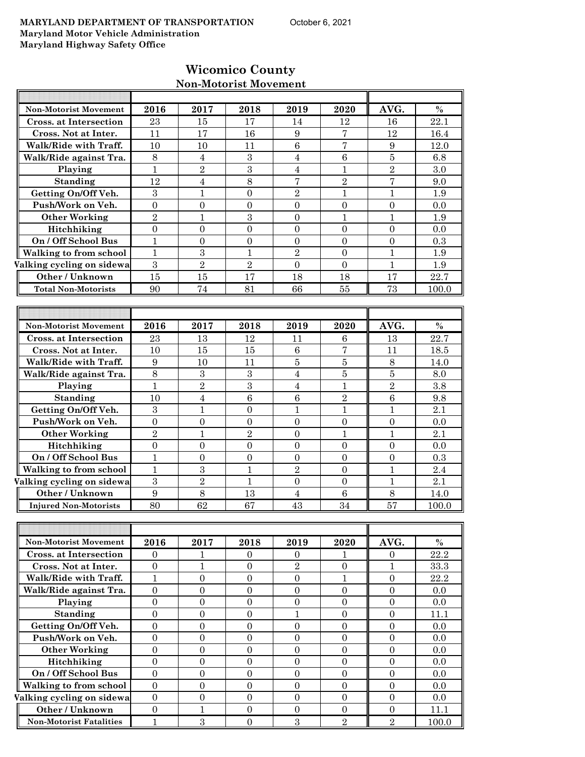**MARYLAND DEPARTMENT OF TRANSPORTATION** October 6, 2021
**Maryland Motor Vehicle Administration**
**Maryland Highway Safety Office**

# Wicomico County

## Non-Motorist Movement

| Non-Motorist Movement | 2016 | 2017 | 2018 | 2019 | 2020 | AVG. | % |
|---|---|---|---|---|---|---|---|
| Cross. at Intersection | 23 | 15 | 17 | 14 | 12 | 16 | 22.1 |
| Cross. Not at Inter. | 11 | 17 | 16 | 9 | 7 | 12 | 16.4 |
| Walk/Ride with Traff. | 10 | 10 | 11 | 6 | 7 | 9 | 12.0 |
| Walk/Ride against Tra. | 8 | 4 | 3 | 4 | 6 | 5 | 6.8 |
| Playing | 1 | 2 | 3 | 4 | 1 | 2 | 3.0 |
| Standing | 12 | 4 | 8 | 7 | 2 | 7 | 9.0 |
| Getting On/Off Veh. | 3 | 1 | 0 | 2 | 1 | 1 | 1.9 |
| Push/Work on Veh. | 0 | 0 | 0 | 0 | 0 | 0 | 0.0 |
| Other Working | 2 | 1 | 3 | 0 | 1 | 1 | 1.9 |
| Hitchhiking | 0 | 0 | 0 | 0 | 0 | 0 | 0.0 |
| On / Off School Bus | 1 | 0 | 0 | 0 | 0 | 0 | 0.3 |
| Walking to from school | 1 | 3 | 1 | 2 | 0 | 1 | 1.9 |
| Walking cycling on sidewa | 3 | 2 | 2 | 0 | 0 | 1 | 1.9 |
| Other / Unknown | 15 | 15 | 17 | 18 | 18 | 17 | 22.7 |
| Total Non-Motorists | 90 | 74 | 81 | 66 | 55 | 73 | 100.0 |

| Non-Motorist Movement | 2016 | 2017 | 2018 | 2019 | 2020 | AVG. | % |
|---|---|---|---|---|---|---|---|
| Cross. at Intersection | 23 | 13 | 12 | 11 | 6 | 13 | 22.7 |
| Cross. Not at Inter. | 10 | 15 | 15 | 6 | 7 | 11 | 18.5 |
| Walk/Ride with Traff. | 9 | 10 | 11 | 5 | 5 | 8 | 14.0 |
| Walk/Ride against Tra. | 8 | 3 | 3 | 4 | 5 | 5 | 8.0 |
| Playing | 1 | 2 | 3 | 4 | 1 | 2 | 3.8 |
| Standing | 10 | 4 | 6 | 6 | 2 | 6 | 9.8 |
| Getting On/Off Veh. | 3 | 1 | 0 | 1 | 1 | 1 | 2.1 |
| Push/Work on Veh. | 0 | 0 | 0 | 0 | 0 | 0 | 0.0 |
| Other Working | 2 | 1 | 2 | 0 | 1 | 1 | 2.1 |
| Hitchhiking | 0 | 0 | 0 | 0 | 0 | 0 | 0.0 |
| On / Off School Bus | 1 | 0 | 0 | 0 | 0 | 0 | 0.3 |
| Walking to from school | 1 | 3 | 1 | 2 | 0 | 1 | 2.4 |
| Walking cycling on sidewa | 3 | 2 | 1 | 0 | 0 | 1 | 2.1 |
| Other / Unknown | 9 | 8 | 13 | 4 | 6 | 8 | 14.0 |
| Injured Non-Motorists | 80 | 62 | 67 | 43 | 34 | 57 | 100.0 |

| Non-Motorist Movement | 2016 | 2017 | 2018 | 2019 | 2020 | AVG. | % |
|---|---|---|---|---|---|---|---|
| Cross. at Intersection | 0 | 1 | 0 | 0 | 1 | 0 | 22.2 |
| Cross. Not at Inter. | 0 | 1 | 0 | 2 | 0 | 1 | 33.3 |
| Walk/Ride with Traff. | 1 | 0 | 0 | 0 | 1 | 0 | 22.2 |
| Walk/Ride against Tra. | 0 | 0 | 0 | 0 | 0 | 0 | 0.0 |
| Playing | 0 | 0 | 0 | 0 | 0 | 0 | 0.0 |
| Standing | 0 | 0 | 0 | 1 | 0 | 0 | 11.1 |
| Getting On/Off Veh. | 0 | 0 | 0 | 0 | 0 | 0 | 0.0 |
| Push/Work on Veh. | 0 | 0 | 0 | 0 | 0 | 0 | 0.0 |
| Other Working | 0 | 0 | 0 | 0 | 0 | 0 | 0.0 |
| Hitchhiking | 0 | 0 | 0 | 0 | 0 | 0 | 0.0 |
| On / Off School Bus | 0 | 0 | 0 | 0 | 0 | 0 | 0.0 |
| Walking to from school | 0 | 0 | 0 | 0 | 0 | 0 | 0.0 |
| Walking cycling on sidewa | 0 | 0 | 0 | 0 | 0 | 0 | 0.0 |
| Other / Unknown | 0 | 1 | 0 | 0 | 0 | 0 | 11.1 |
| Non-Motorist Fatalities | 1 | 3 | 0 | 3 | 2 | 2 | 100.0 |